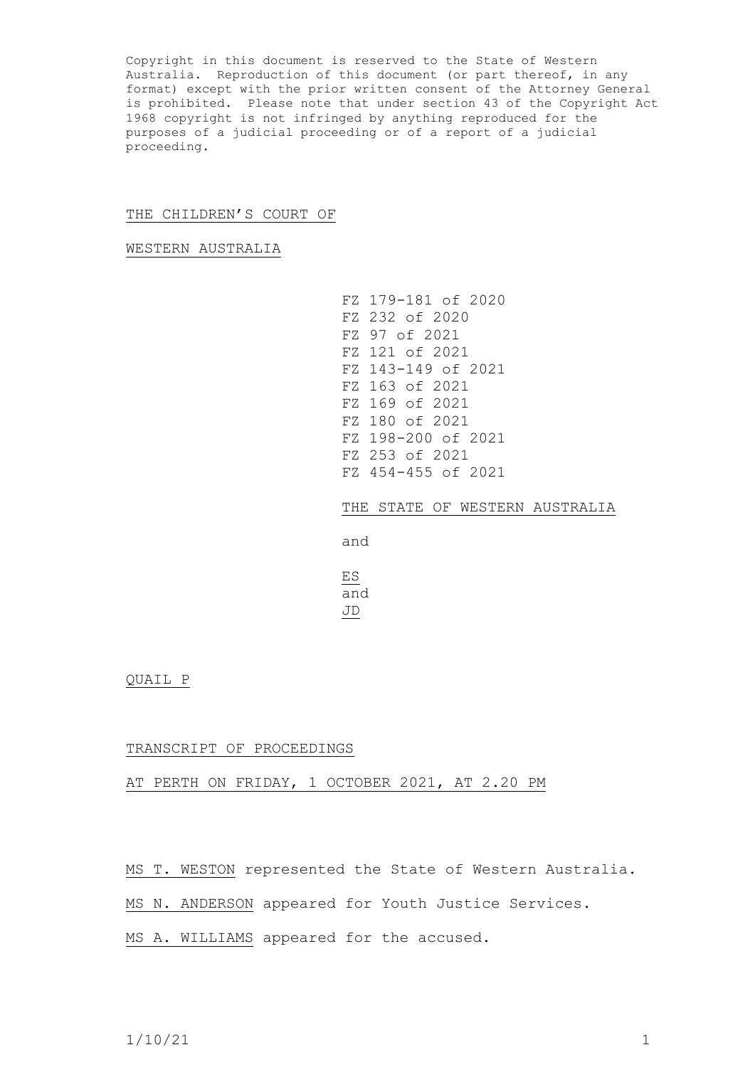Copyright in this document is reserved to the State of Western Australia. Reproduction of this document (or part thereof, in any format) except with the prior written consent of the Attorney General is prohibited. Please note that under section 43 of the Copyright Act 1968 copyright is not infringed by anything reproduced for the purposes of a judicial proceeding or of a report of a judicial proceeding.

THE CHILDREN'S COURT OF

WESTERN AUSTRALIA

FZ 179-181 of 2020
FZ 232 of 2020
FZ 97 of 2021
FZ 121 of 2021
FZ 143-149 of 2021
FZ 163 of 2021
FZ 169 of 2021
FZ 180 of 2021
FZ 198-200 of 2021
FZ 253 of 2021
FZ 454-455 of 2021

THE STATE OF WESTERN AUSTRALIA

and

ES
and
JD

QUAIL P

TRANSCRIPT OF PROCEEDINGS

AT PERTH ON FRIDAY, 1 OCTOBER 2021, AT 2.20 PM

MS T. WESTON represented the State of Western Australia.

MS N. ANDERSON appeared for Youth Justice Services.

MS A. WILLIAMS appeared for the accused.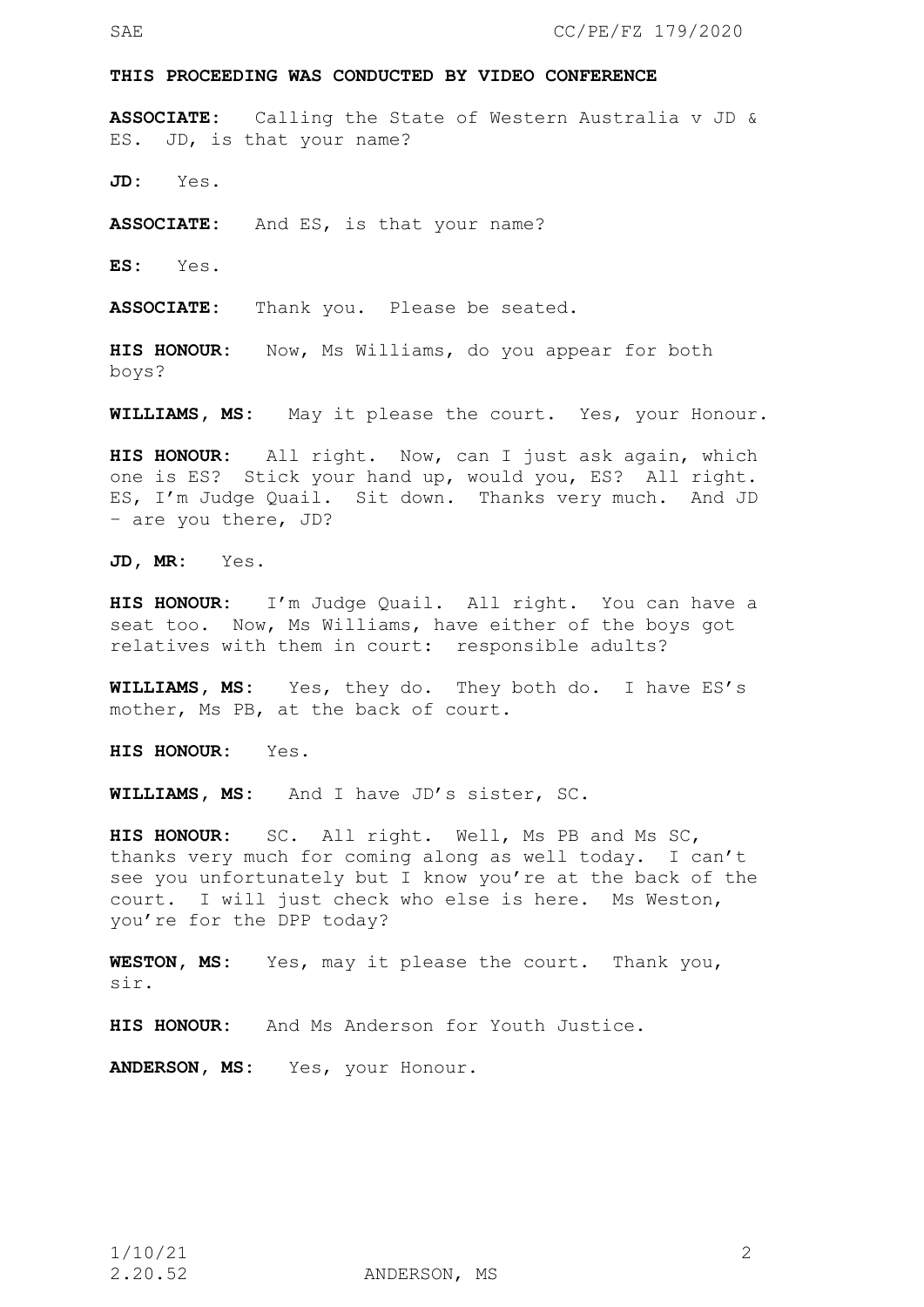**THIS PROCEEDING WAS CONDUCTED BY VIDEO CONFERENCE**

**ASSOCIATE:** Calling the State of Western Australia v JD & ES. JD, is that your name?

**JD:** Yes.

**ASSOCIATE:** And ES, is that your name?

**ES:** Yes.

**ASSOCIATE:** Thank you. Please be seated.

**HIS HONOUR:** Now, Ms Williams, do you appear for both boys?

**WILLIAMS, MS:** May it please the court. Yes, your Honour.

**HIS HONOUR:** All right. Now, can I just ask again, which one is ES? Stick your hand up, would you, ES? All right. ES, I'm Judge Quail. Sit down. Thanks very much. And JD – are you there, JD?

**JD, MR:** Yes.

**HIS HONOUR:** I'm Judge Quail. All right. You can have a seat too. Now, Ms Williams, have either of the boys got relatives with them in court: responsible adults?

**WILLIAMS, MS:** Yes, they do. They both do. I have ES's mother, Ms PB, at the back of court.

**HIS HONOUR:** Yes.

**WILLIAMS, MS:** And I have JD's sister, SC.

**HIS HONOUR:** SC. All right. Well, Ms PB and Ms SC, thanks very much for coming along as well today. I can't see you unfortunately but I know you're at the back of the court. I will just check who else is here. Ms Weston, you're for the DPP today?

**WESTON, MS:** Yes, may it please the court. Thank you, sir.

**HIS HONOUR:** And Ms Anderson for Youth Justice.

**ANDERSON, MS:** Yes, your Honour.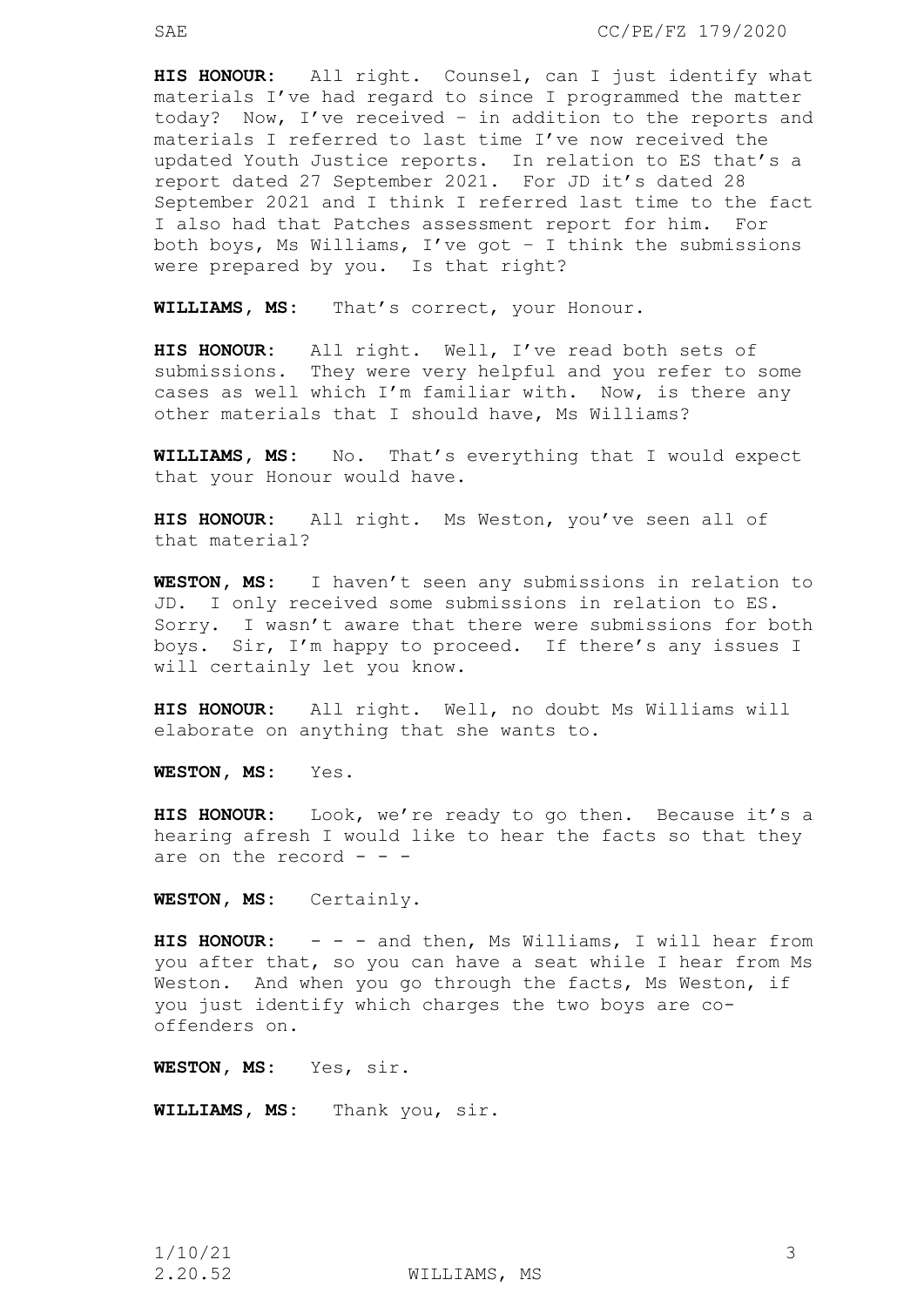**HIS HONOUR:** All right. Counsel, can I just identify what materials I've had regard to since I programmed the matter today? Now, I've received – in addition to the reports and materials I referred to last time I've now received the updated Youth Justice reports. In relation to ES that's a report dated 27 September 2021. For JD it's dated 28 September 2021 and I think I referred last time to the fact I also had that Patches assessment report for him. For both boys, Ms Williams, I've got – I think the submissions were prepared by you. Is that right?

**WILLIAMS, MS:** That's correct, your Honour.

**HIS HONOUR:** All right. Well, I've read both sets of submissions. They were very helpful and you refer to some cases as well which I'm familiar with. Now, is there any other materials that I should have, Ms Williams?

**WILLIAMS, MS:** No. That's everything that I would expect that your Honour would have.

**HIS HONOUR:** All right. Ms Weston, you've seen all of that material?

**WESTON, MS:** I haven't seen any submissions in relation to JD. I only received some submissions in relation to ES. Sorry. I wasn't aware that there were submissions for both boys. Sir, I'm happy to proceed. If there's any issues I will certainly let you know.

**HIS HONOUR:** All right. Well, no doubt Ms Williams will elaborate on anything that she wants to.

**WESTON, MS:** Yes.

**HIS HONOUR:** Look, we're ready to go then. Because it's a hearing afresh I would like to hear the facts so that they are on the record - - -

**WESTON, MS:** Certainly.

**HIS HONOUR:** - - - and then, Ms Williams, I will hear from you after that, so you can have a seat while I hear from Ms Weston. And when you go through the facts, Ms Weston, if you just identify which charges the two boys are co-offenders on.

**WESTON, MS:** Yes, sir.

**WILLIAMS, MS:** Thank you, sir.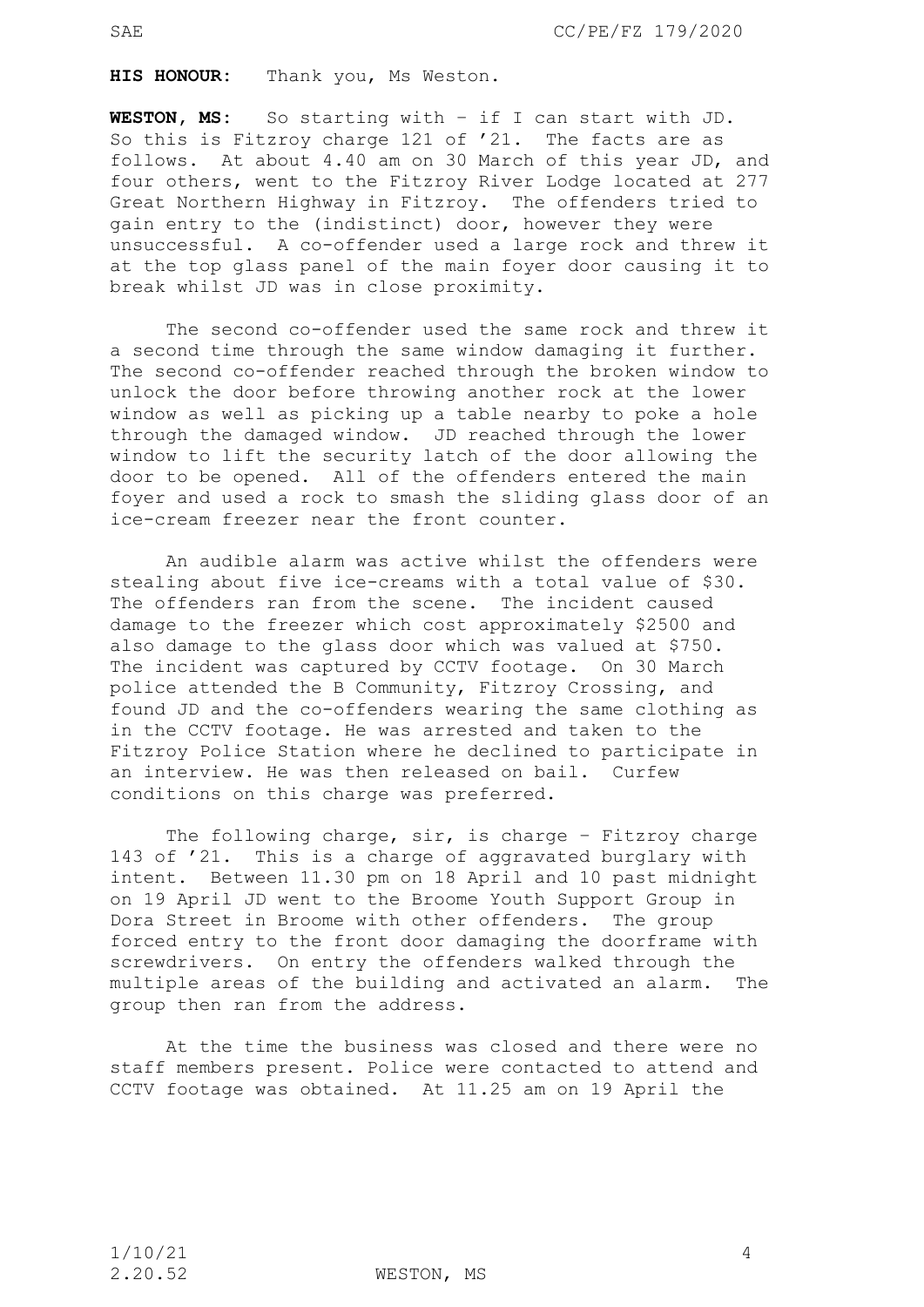**HIS HONOUR:** Thank you, Ms Weston.

**WESTON, MS:** So starting with – if I can start with JD. So this is Fitzroy charge 121 of '21. The facts are as follows. At about 4.40 am on 30 March of this year JD, and four others, went to the Fitzroy River Lodge located at 277 Great Northern Highway in Fitzroy. The offenders tried to gain entry to the (indistinct) door, however they were unsuccessful. A co-offender used a large rock and threw it at the top glass panel of the main foyer door causing it to break whilst JD was in close proximity.

The second co-offender used the same rock and threw it a second time through the same window damaging it further. The second co-offender reached through the broken window to unlock the door before throwing another rock at the lower window as well as picking up a table nearby to poke a hole through the damaged window. JD reached through the lower window to lift the security latch of the door allowing the door to be opened. All of the offenders entered the main foyer and used a rock to smash the sliding glass door of an ice-cream freezer near the front counter.

An audible alarm was active whilst the offenders were stealing about five ice-creams with a total value of $30. The offenders ran from the scene. The incident caused damage to the freezer which cost approximately $2500 and also damage to the glass door which was valued at $750. The incident was captured by CCTV footage. On 30 March police attended the B Community, Fitzroy Crossing, and found JD and the co-offenders wearing the same clothing as in the CCTV footage. He was arrested and taken to the Fitzroy Police Station where he declined to participate in an interview. He was then released on bail. Curfew conditions on this charge was preferred.

The following charge, sir, is charge – Fitzroy charge 143 of '21. This is a charge of aggravated burglary with intent. Between 11.30 pm on 18 April and 10 past midnight on 19 April JD went to the Broome Youth Support Group in Dora Street in Broome with other offenders. The group forced entry to the front door damaging the doorframe with screwdrivers. On entry the offenders walked through the multiple areas of the building and activated an alarm. The group then ran from the address.

At the time the business was closed and there were no staff members present. Police were contacted to attend and CCTV footage was obtained. At 11.25 am on 19 April the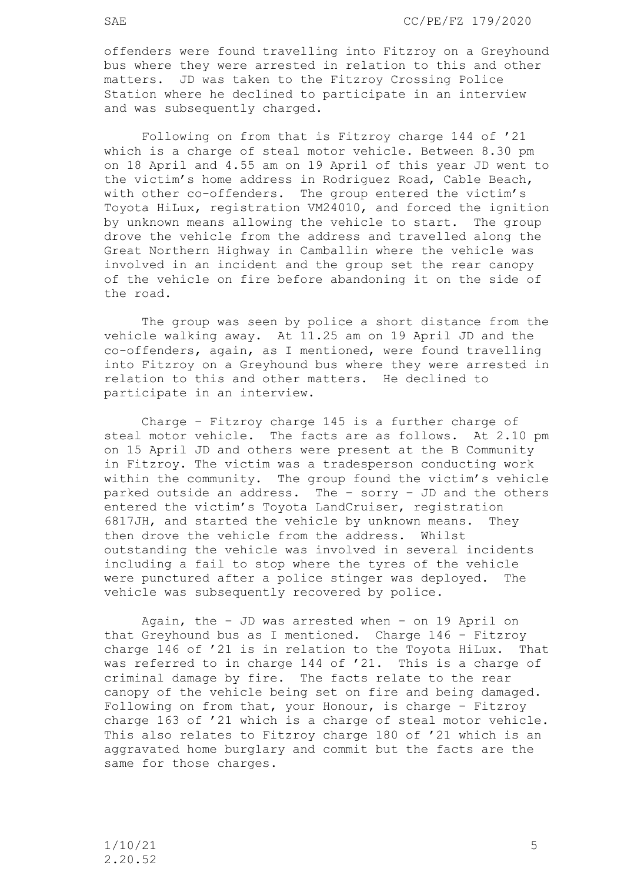offenders were found travelling into Fitzroy on a Greyhound bus where they were arrested in relation to this and other matters. JD was taken to the Fitzroy Crossing Police Station where he declined to participate in an interview and was subsequently charged.

Following on from that is Fitzroy charge 144 of '21 which is a charge of steal motor vehicle. Between 8.30 pm on 18 April and 4.55 am on 19 April of this year JD went to the victim's home address in Rodriguez Road, Cable Beach, with other co-offenders. The group entered the victim's Toyota HiLux, registration VM24010, and forced the ignition by unknown means allowing the vehicle to start. The group drove the vehicle from the address and travelled along the Great Northern Highway in Camballin where the vehicle was involved in an incident and the group set the rear canopy of the vehicle on fire before abandoning it on the side of the road.

The group was seen by police a short distance from the vehicle walking away. At 11.25 am on 19 April JD and the co-offenders, again, as I mentioned, were found travelling into Fitzroy on a Greyhound bus where they were arrested in relation to this and other matters. He declined to participate in an interview.

Charge – Fitzroy charge 145 is a further charge of steal motor vehicle. The facts are as follows. At 2.10 pm on 15 April JD and others were present at the B Community in Fitzroy. The victim was a tradesperson conducting work within the community. The group found the victim's vehicle parked outside an address. The – sorry – JD and the others entered the victim's Toyota LandCruiser, registration 6817JH, and started the vehicle by unknown means. They then drove the vehicle from the address. Whilst outstanding the vehicle was involved in several incidents including a fail to stop where the tyres of the vehicle were punctured after a police stinger was deployed. The vehicle was subsequently recovered by police.

Again, the – JD was arrested when – on 19 April on that Greyhound bus as I mentioned. Charge 146 – Fitzroy charge 146 of '21 is in relation to the Toyota HiLux. That was referred to in charge 144 of '21. This is a charge of criminal damage by fire. The facts relate to the rear canopy of the vehicle being set on fire and being damaged. Following on from that, your Honour, is charge – Fitzroy charge 163 of '21 which is a charge of steal motor vehicle. This also relates to Fitzroy charge 180 of '21 which is an aggravated home burglary and commit but the facts are the same for those charges.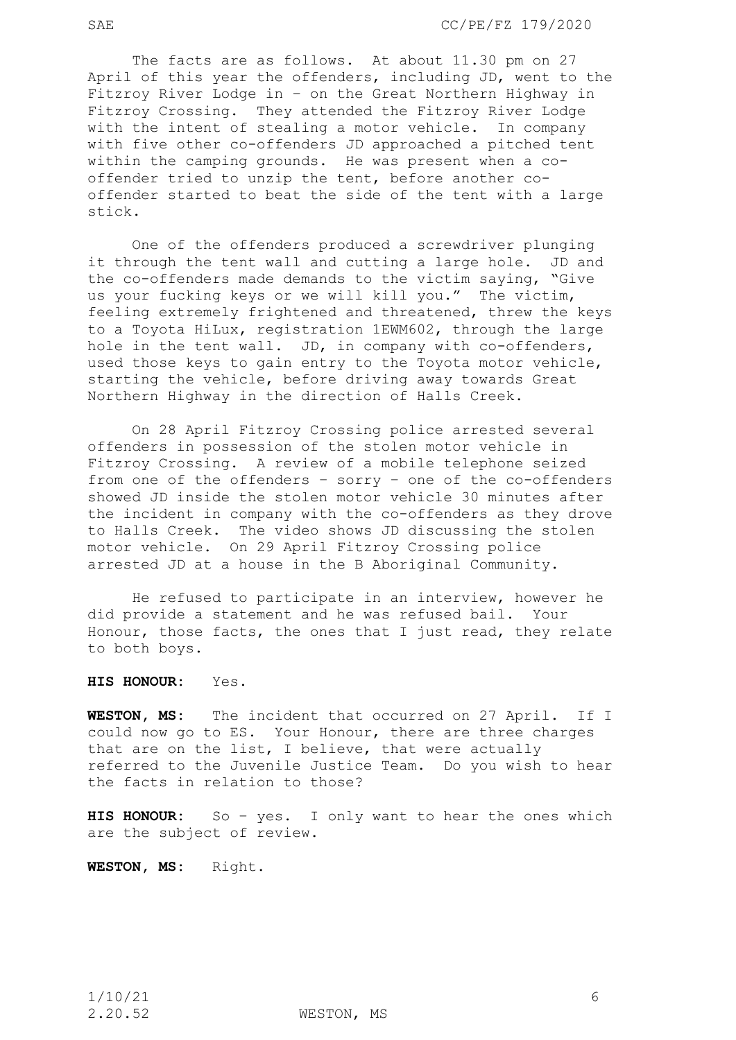The facts are as follows. At about 11.30 pm on 27 April of this year the offenders, including JD, went to the Fitzroy River Lodge in – on the Great Northern Highway in Fitzroy Crossing. They attended the Fitzroy River Lodge with the intent of stealing a motor vehicle. In company with five other co-offenders JD approached a pitched tent within the camping grounds. He was present when a co-offender tried to unzip the tent, before another co-offender started to beat the side of the tent with a large stick.

One of the offenders produced a screwdriver plunging it through the tent wall and cutting a large hole. JD and the co-offenders made demands to the victim saying, "Give us your fucking keys or we will kill you." The victim, feeling extremely frightened and threatened, threw the keys to a Toyota HiLux, registration 1EWM602, through the large hole in the tent wall. JD, in company with co-offenders, used those keys to gain entry to the Toyota motor vehicle, starting the vehicle, before driving away towards Great Northern Highway in the direction of Halls Creek.

On 28 April Fitzroy Crossing police arrested several offenders in possession of the stolen motor vehicle in Fitzroy Crossing. A review of a mobile telephone seized from one of the offenders – sorry – one of the co-offenders showed JD inside the stolen motor vehicle 30 minutes after the incident in company with the co-offenders as they drove to Halls Creek. The video shows JD discussing the stolen motor vehicle. On 29 April Fitzroy Crossing police arrested JD at a house in the B Aboriginal Community.

He refused to participate in an interview, however he did provide a statement and he was refused bail. Your Honour, those facts, the ones that I just read, they relate to both boys.

**HIS HONOUR:** Yes.

**WESTON, MS:** The incident that occurred on 27 April. If I could now go to ES. Your Honour, there are three charges that are on the list, I believe, that were actually referred to the Juvenile Justice Team. Do you wish to hear the facts in relation to those?

**HIS HONOUR:** So – yes. I only want to hear the ones which are the subject of review.

**WESTON, MS:** Right.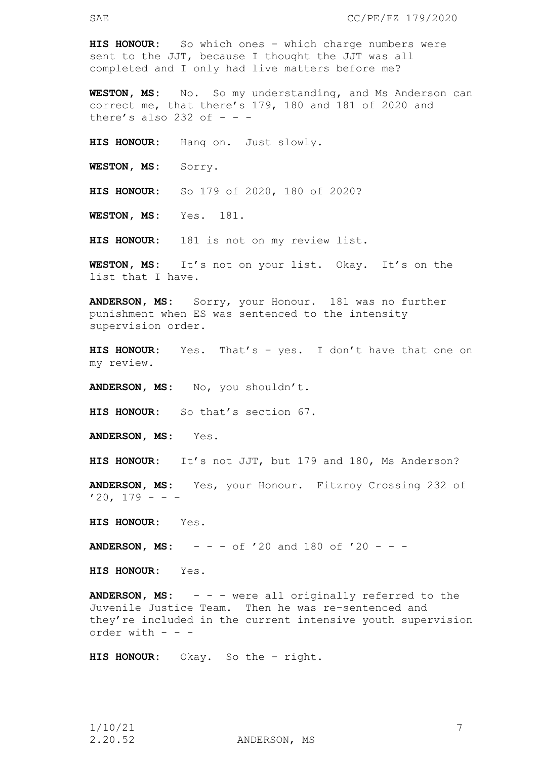**HIS HONOUR:** So which ones – which charge numbers were sent to the JJT, because I thought the JJT was all completed and I only had live matters before me?

**WESTON, MS:** No. So my understanding, and Ms Anderson can correct me, that there's 179, 180 and 181 of 2020 and there's also 232 of - - -

**HIS HONOUR:** Hang on. Just slowly.

**WESTON, MS:** Sorry.

**HIS HONOUR:** So 179 of 2020, 180 of 2020?

**WESTON, MS:** Yes. 181.

**HIS HONOUR:** 181 is not on my review list.

**WESTON, MS:** It's not on your list. Okay. It's on the list that I have.

**ANDERSON, MS:** Sorry, your Honour. 181 was no further punishment when ES was sentenced to the intensity supervision order.

**HIS HONOUR:** Yes. That's – yes. I don't have that one on my review.

**ANDERSON, MS:** No, you shouldn't.

**HIS HONOUR:** So that's section 67.

**ANDERSON, MS:** Yes.

**HIS HONOUR:** It's not JJT, but 179 and 180, Ms Anderson?

**ANDERSON, MS:** Yes, your Honour. Fitzroy Crossing 232 of '20, 179 - - -

**HIS HONOUR:** Yes.

**ANDERSON, MS:** - - - of '20 and 180 of '20 - - -

**HIS HONOUR:** Yes.

**ANDERSON, MS:** - - - were all originally referred to the Juvenile Justice Team. Then he was re-sentenced and they're included in the current intensive youth supervision order with - - -

**HIS HONOUR:** Okay. So the – right.

1/10/21
2.20.52 ANDERSON, MS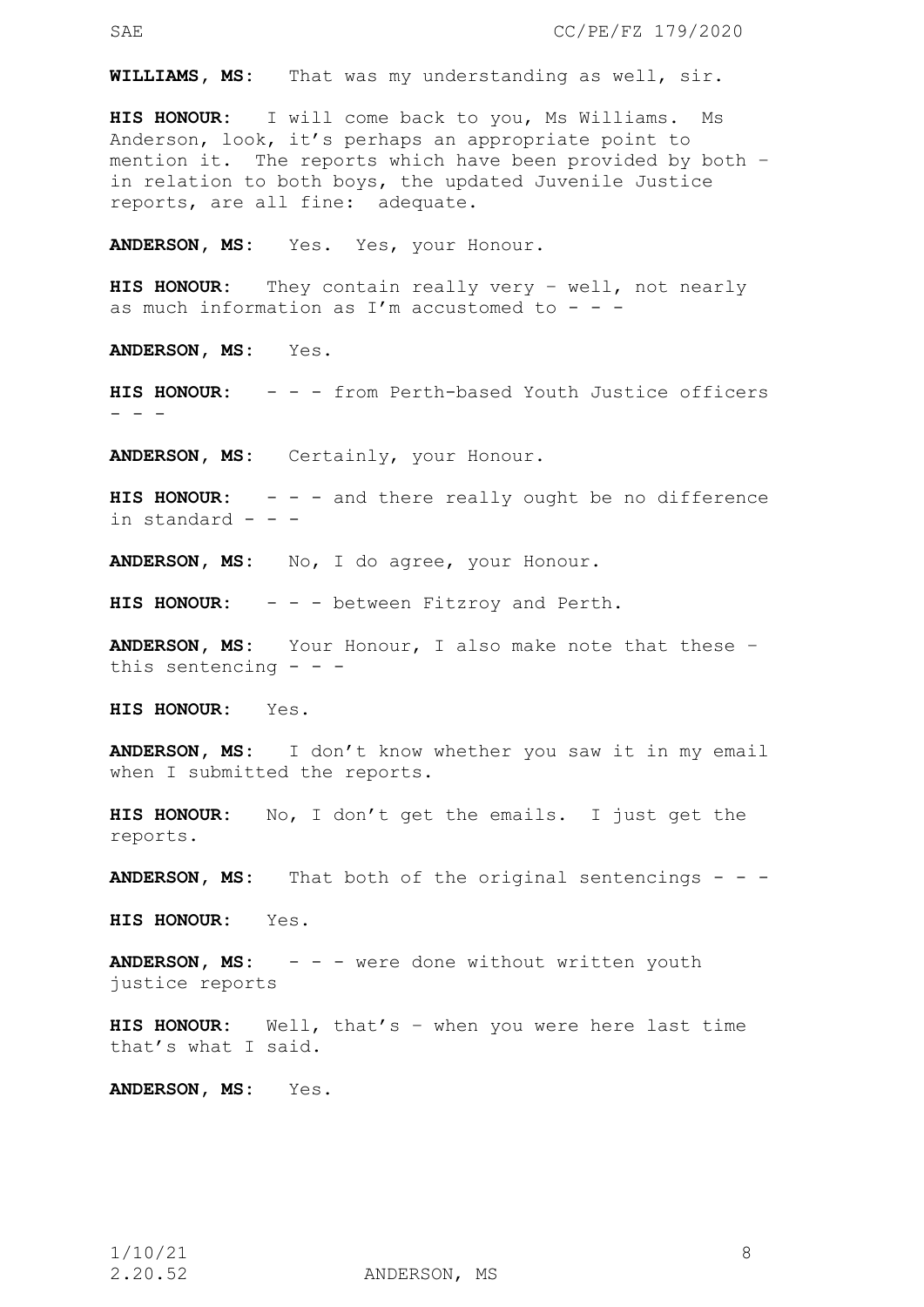**WILLIAMS, MS:** That was my understanding as well, sir.

**HIS HONOUR:** I will come back to you, Ms Williams. Ms Anderson, look, it's perhaps an appropriate point to mention it. The reports which have been provided by both – in relation to both boys, the updated Juvenile Justice reports, are all fine: adequate.

**ANDERSON, MS:** Yes. Yes, your Honour.

**HIS HONOUR:** They contain really very – well, not nearly as much information as I'm accustomed to - - -

**ANDERSON, MS:** Yes.

**HIS HONOUR:** - - - from Perth-based Youth Justice officers - - -

**ANDERSON, MS:** Certainly, your Honour.

**HIS HONOUR:** - - - and there really ought be no difference in standard - - -

**ANDERSON, MS:** No, I do agree, your Honour.

**HIS HONOUR:** - - - between Fitzroy and Perth.

**ANDERSON, MS:** Your Honour, I also make note that these – this sentencing - - -

**HIS HONOUR:** Yes.

**ANDERSON, MS:** I don't know whether you saw it in my email when I submitted the reports.

**HIS HONOUR:** No, I don't get the emails. I just get the reports.

**ANDERSON, MS:** That both of the original sentencings - - -

**HIS HONOUR:** Yes.

**ANDERSON, MS:** - - - were done without written youth justice reports

**HIS HONOUR:** Well, that's – when you were here last time that's what I said.

**ANDERSON, MS:** Yes.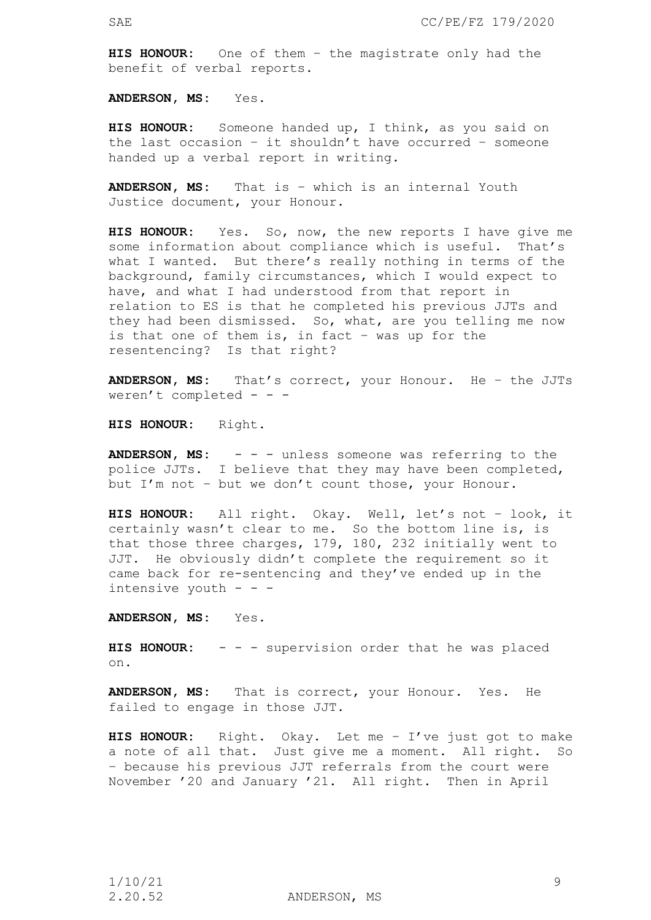**HIS HONOUR:** One of them – the magistrate only had the benefit of verbal reports.

**ANDERSON, MS:** Yes.

**HIS HONOUR:** Someone handed up, I think, as you said on the last occasion – it shouldn't have occurred – someone handed up a verbal report in writing.

**ANDERSON, MS:** That is – which is an internal Youth Justice document, your Honour.

**HIS HONOUR:** Yes. So, now, the new reports I have give me some information about compliance which is useful. That's what I wanted. But there's really nothing in terms of the background, family circumstances, which I would expect to have, and what I had understood from that report in relation to ES is that he completed his previous JJTs and they had been dismissed. So, what, are you telling me now is that one of them is, in fact – was up for the resentencing? Is that right?

**ANDERSON, MS:** That's correct, your Honour. He – the JJTs weren't completed - - -

**HIS HONOUR:** Right.

**ANDERSON, MS:** - - - unless someone was referring to the police JJTs. I believe that they may have been completed, but I'm not – but we don't count those, your Honour.

**HIS HONOUR:** All right. Okay. Well, let's not – look, it certainly wasn't clear to me. So the bottom line is, is that those three charges, 179, 180, 232 initially went to JJT. He obviously didn't complete the requirement so it came back for re-sentencing and they've ended up in the intensive youth - - -

**ANDERSON, MS:** Yes.

**HIS HONOUR:** - - - supervision order that he was placed on.

**ANDERSON, MS:** That is correct, your Honour. Yes. He failed to engage in those JJT.

**HIS HONOUR:** Right. Okay. Let me – I've just got to make a note of all that. Just give me a moment. All right. So – because his previous JJT referrals from the court were November '20 and January '21. All right. Then in April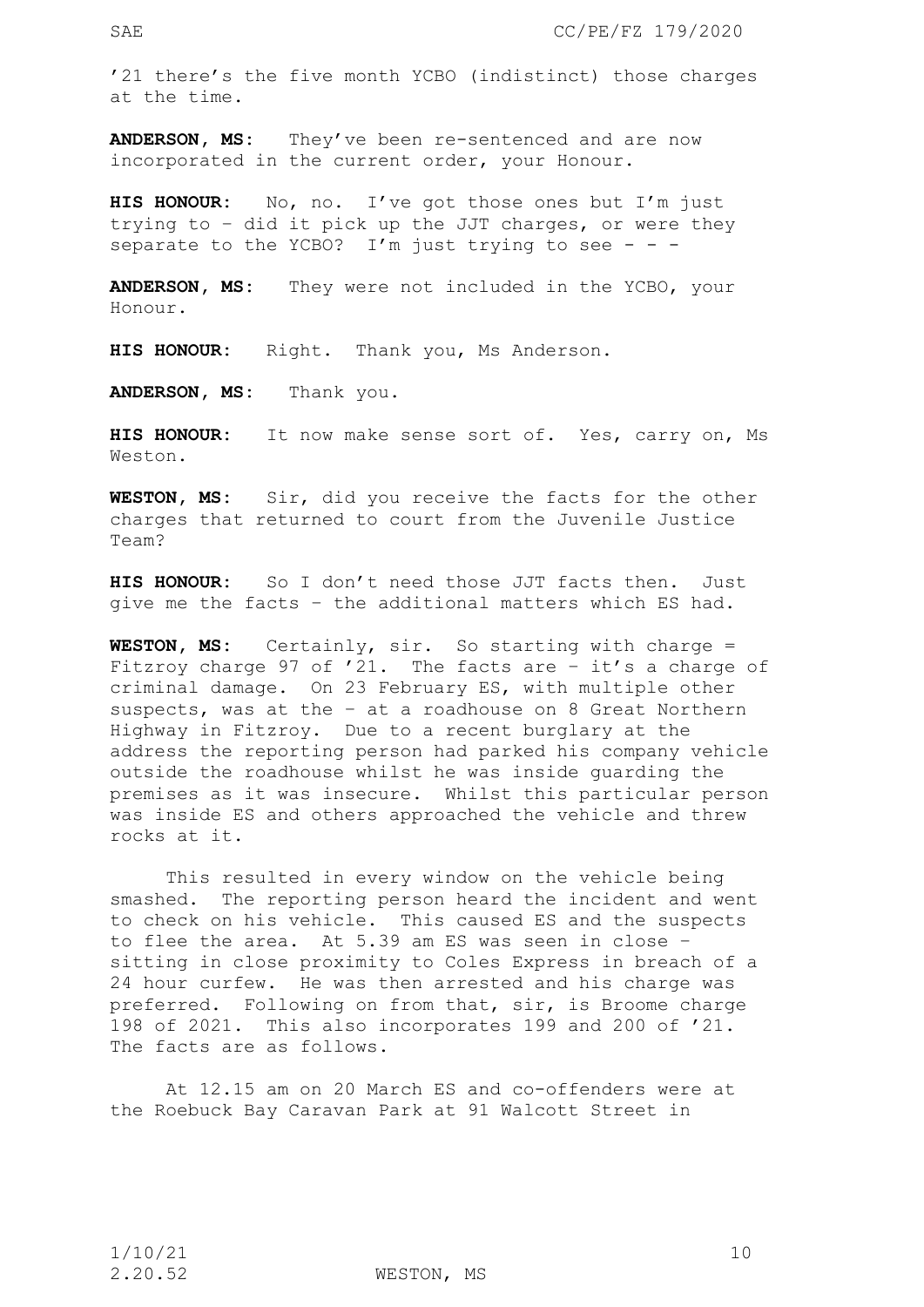'21 there's the five month YCBO (indistinct) those charges at the time.

**ANDERSON, MS**: They've been re-sentenced and are now incorporated in the current order, your Honour.

**HIS HONOUR**: No, no. I've got those ones but I'm just trying to – did it pick up the JJT charges, or were they separate to the YCBO? I'm just trying to see - - -

**ANDERSON, MS**: They were not included in the YCBO, your Honour.

**HIS HONOUR**: Right. Thank you, Ms Anderson.

**ANDERSON, MS**: Thank you.

**HIS HONOUR**: It now make sense sort of. Yes, carry on, Ms Weston.

**WESTON, MS**: Sir, did you receive the facts for the other charges that returned to court from the Juvenile Justice Team?

**HIS HONOUR**: So I don't need those JJT facts then. Just give me the facts – the additional matters which ES had.

**WESTON, MS**: Certainly, sir. So starting with charge = Fitzroy charge 97 of '21. The facts are – it's a charge of criminal damage. On 23 February ES, with multiple other suspects, was at the – at a roadhouse on 8 Great Northern Highway in Fitzroy. Due to a recent burglary at the address the reporting person had parked his company vehicle outside the roadhouse whilst he was inside guarding the premises as it was insecure. Whilst this particular person was inside ES and others approached the vehicle and threw rocks at it.

This resulted in every window on the vehicle being smashed. The reporting person heard the incident and went to check on his vehicle. This caused ES and the suspects to flee the area. At 5.39 am ES was seen in close – sitting in close proximity to Coles Express in breach of a 24 hour curfew. He was then arrested and his charge was preferred. Following on from that, sir, is Broome charge 198 of 2021. This also incorporates 199 and 200 of '21. The facts are as follows.

At 12.15 am on 20 March ES and co-offenders were at the Roebuck Bay Caravan Park at 91 Walcott Street in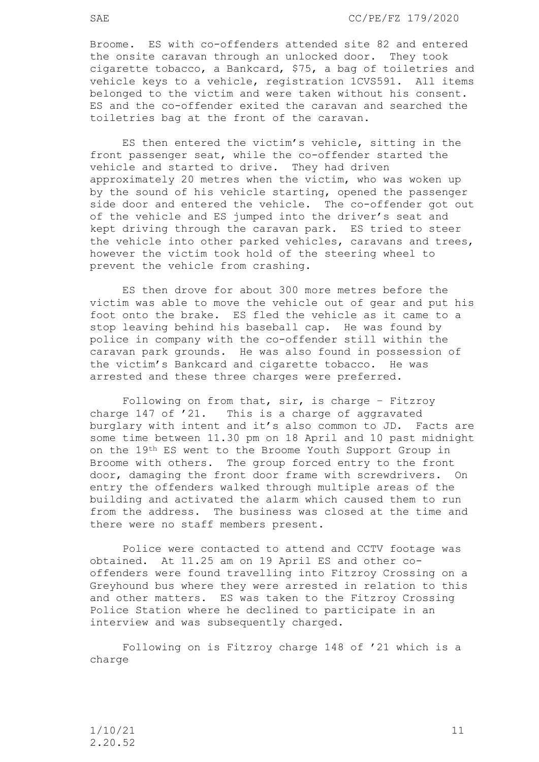Broome. ES with co-offenders attended site 82 and entered the onsite caravan through an unlocked door. They took cigarette tobacco, a Bankcard, $75, a bag of toiletries and vehicle keys to a vehicle, registration 1CVS591. All items belonged to the victim and were taken without his consent. ES and the co-offender exited the caravan and searched the toiletries bag at the front of the caravan.

ES then entered the victim's vehicle, sitting in the front passenger seat, while the co-offender started the vehicle and started to drive. They had driven approximately 20 metres when the victim, who was woken up by the sound of his vehicle starting, opened the passenger side door and entered the vehicle. The co-offender got out of the vehicle and ES jumped into the driver's seat and kept driving through the caravan park. ES tried to steer the vehicle into other parked vehicles, caravans and trees, however the victim took hold of the steering wheel to prevent the vehicle from crashing.

ES then drove for about 300 more metres before the victim was able to move the vehicle out of gear and put his foot onto the brake. ES fled the vehicle as it came to a stop leaving behind his baseball cap. He was found by police in company with the co-offender still within the caravan park grounds. He was also found in possession of the victim's Bankcard and cigarette tobacco. He was arrested and these three charges were preferred.

Following on from that, sir, is charge – Fitzroy charge 147 of '21. This is a charge of aggravated burglary with intent and it's also common to JD. Facts are some time between 11.30 pm on 18 April and 10 past midnight on the 19th ES went to the Broome Youth Support Group in Broome with others. The group forced entry to the front door, damaging the front door frame with screwdrivers. On entry the offenders walked through multiple areas of the building and activated the alarm which caused them to run from the address. The business was closed at the time and there were no staff members present.

Police were contacted to attend and CCTV footage was obtained. At 11.25 am on 19 April ES and other co-offenders were found travelling into Fitzroy Crossing on a Greyhound bus where they were arrested in relation to this and other matters. ES was taken to the Fitzroy Crossing Police Station where he declined to participate in an interview and was subsequently charged.

Following on is Fitzroy charge 148 of '21 which is a charge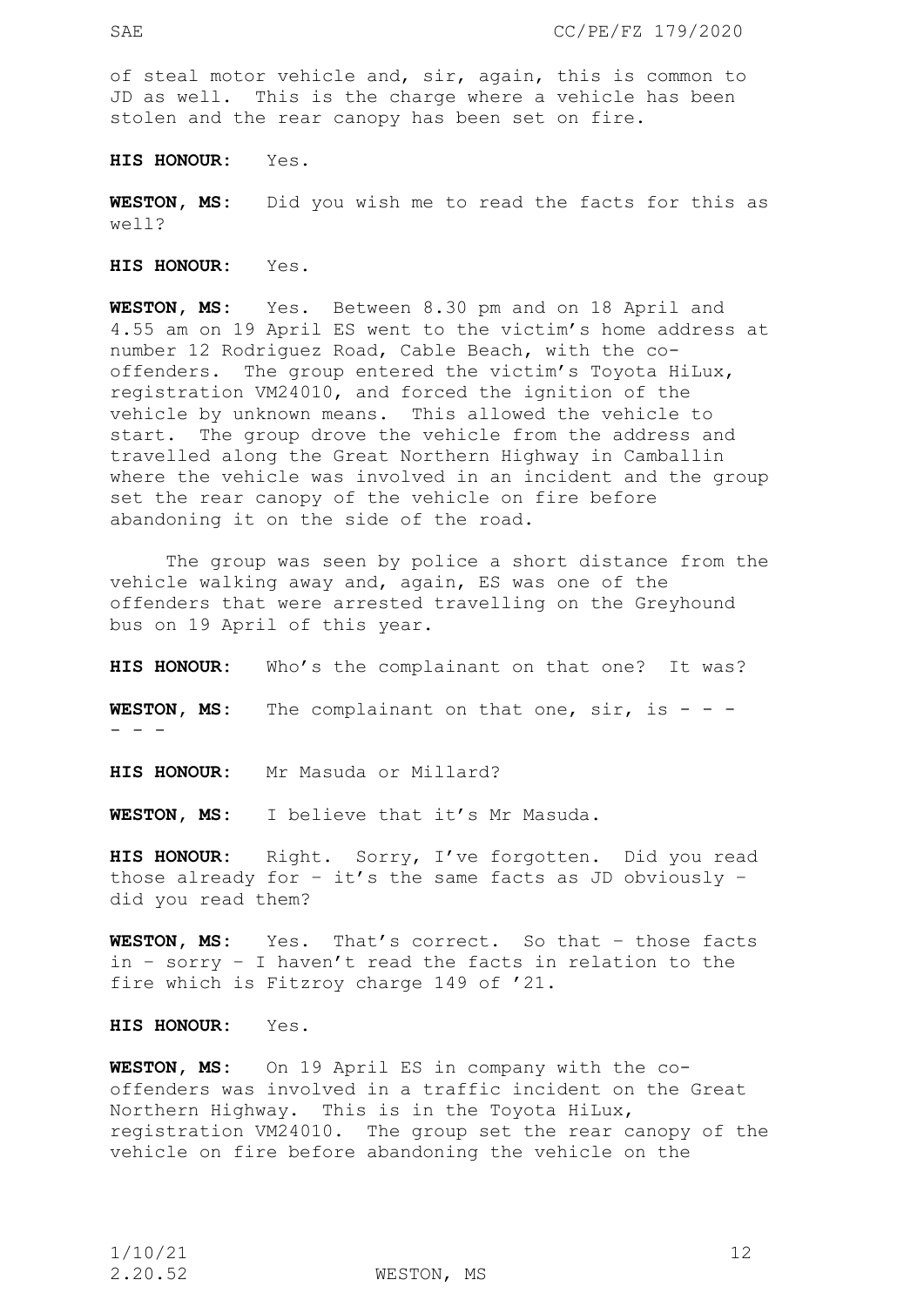of steal motor vehicle and, sir, again, this is common to JD as well. This is the charge where a vehicle has been stolen and the rear canopy has been set on fire.

**HIS HONOUR:** Yes.

**WESTON, MS:** Did you wish me to read the facts for this as well?

**HIS HONOUR:** Yes.

**WESTON, MS:** Yes. Between 8.30 pm and on 18 April and 4.55 am on 19 April ES went to the victim's home address at number 12 Rodriguez Road, Cable Beach, with the co-offenders. The group entered the victim's Toyota HiLux, registration VM24010, and forced the ignition of the vehicle by unknown means. This allowed the vehicle to start. The group drove the vehicle from the address and travelled along the Great Northern Highway in Camballin where the vehicle was involved in an incident and the group set the rear canopy of the vehicle on fire before abandoning it on the side of the road.

The group was seen by police a short distance from the vehicle walking away and, again, ES was one of the offenders that were arrested travelling on the Greyhound bus on 19 April of this year.

**HIS HONOUR:** Who's the complainant on that one? It was?

**WESTON, MS:** The complainant on that one, sir, is - - - - - -

**HIS HONOUR:** Mr Masuda or Millard?

**WESTON, MS:** I believe that it's Mr Masuda.

**HIS HONOUR:** Right. Sorry, I've forgotten. Did you read those already for – it's the same facts as JD obviously – did you read them?

**WESTON, MS:** Yes. That's correct. So that – those facts in – sorry – I haven't read the facts in relation to the fire which is Fitzroy charge 149 of '21.

**HIS HONOUR:** Yes.

**WESTON, MS:** On 19 April ES in company with the co-offenders was involved in a traffic incident on the Great Northern Highway. This is in the Toyota HiLux, registration VM24010. The group set the rear canopy of the vehicle on fire before abandoning the vehicle on the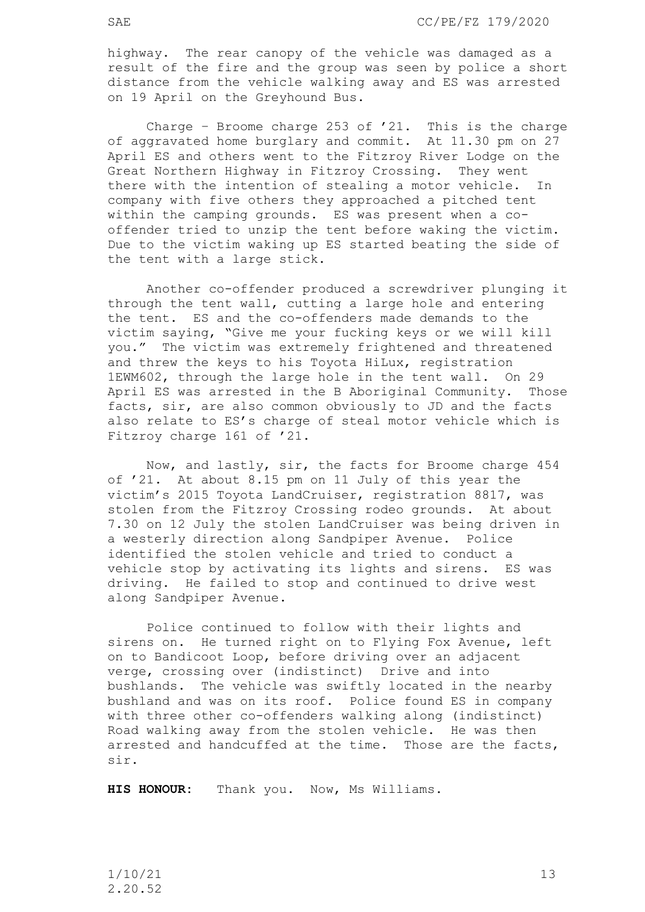highway. The rear canopy of the vehicle was damaged as a result of the fire and the group was seen by police a short distance from the vehicle walking away and ES was arrested on 19 April on the Greyhound Bus.

Charge – Broome charge 253 of '21. This is the charge of aggravated home burglary and commit. At 11.30 pm on 27 April ES and others went to the Fitzroy River Lodge on the Great Northern Highway in Fitzroy Crossing. They went there with the intention of stealing a motor vehicle. In company with five others they approached a pitched tent within the camping grounds. ES was present when a co-offender tried to unzip the tent before waking the victim. Due to the victim waking up ES started beating the side of the tent with a large stick.

Another co-offender produced a screwdriver plunging it through the tent wall, cutting a large hole and entering the tent. ES and the co-offenders made demands to the victim saying, "Give me your fucking keys or we will kill you." The victim was extremely frightened and threatened and threw the keys to his Toyota HiLux, registration 1EWM602, through the large hole in the tent wall. On 29 April ES was arrested in the B Aboriginal Community. Those facts, sir, are also common obviously to JD and the facts also relate to ES's charge of steal motor vehicle which is Fitzroy charge 161 of '21.

Now, and lastly, sir, the facts for Broome charge 454 of '21. At about 8.15 pm on 11 July of this year the victim's 2015 Toyota LandCruiser, registration 8817, was stolen from the Fitzroy Crossing rodeo grounds. At about 7.30 on 12 July the stolen LandCruiser was being driven in a westerly direction along Sandpiper Avenue. Police identified the stolen vehicle and tried to conduct a vehicle stop by activating its lights and sirens. ES was driving. He failed to stop and continued to drive west along Sandpiper Avenue.

Police continued to follow with their lights and sirens on. He turned right on to Flying Fox Avenue, left on to Bandicoot Loop, before driving over an adjacent verge, crossing over (indistinct) Drive and into bushlands. The vehicle was swiftly located in the nearby bushland and was on its roof. Police found ES in company with three other co-offenders walking along (indistinct) Road walking away from the stolen vehicle. He was then arrested and handcuffed at the time. Those are the facts, sir.

**HIS HONOUR:** Thank you. Now, Ms Williams.

1/10/21
2.20.52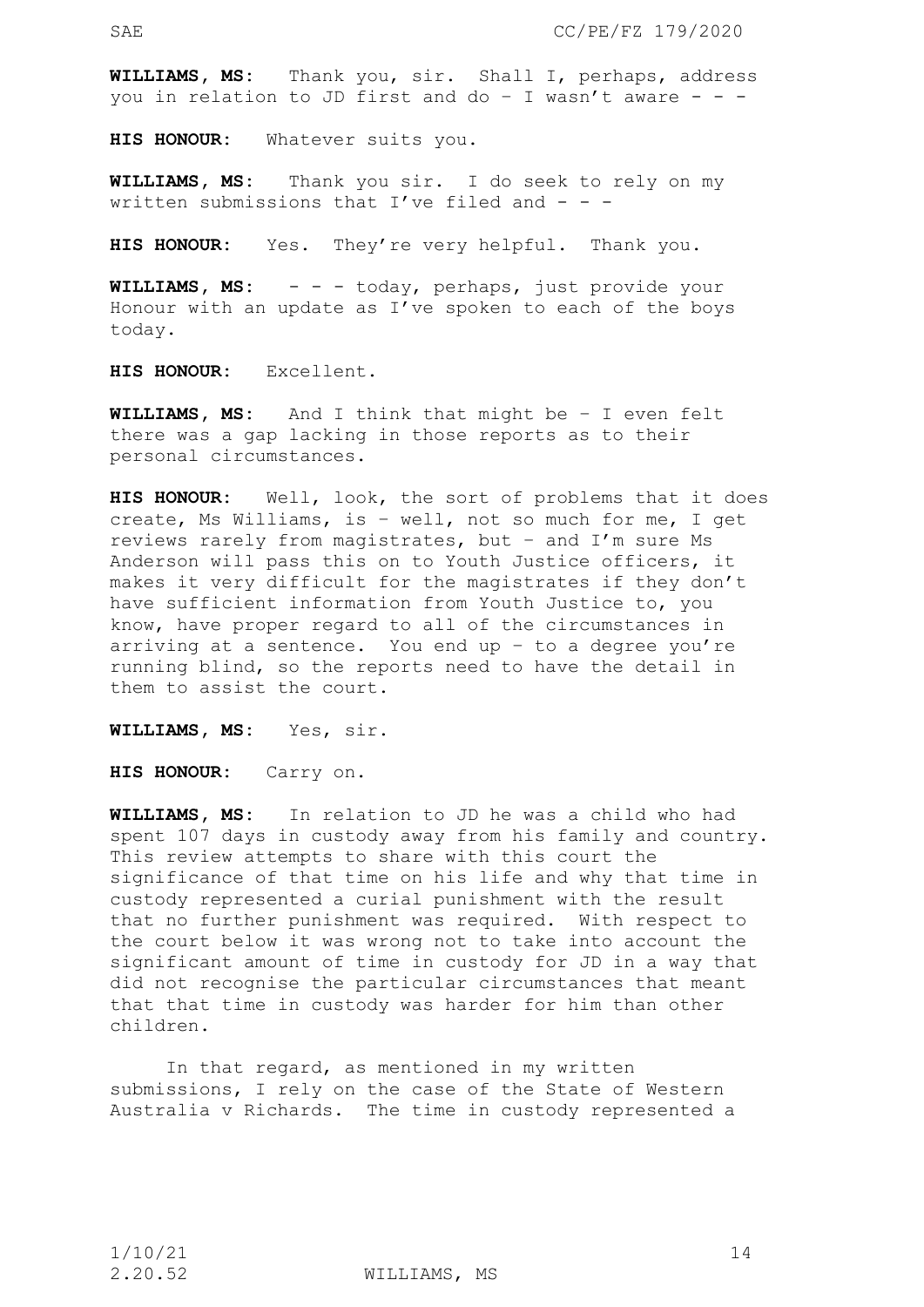**WILLIAMS, MS**: Thank you, sir. Shall I, perhaps, address you in relation to JD first and do – I wasn't aware - - -

**HIS HONOUR**: Whatever suits you.

**WILLIAMS, MS**: Thank you sir. I do seek to rely on my written submissions that I've filed and - - -

**HIS HONOUR**: Yes. They're very helpful. Thank you.

**WILLIAMS, MS**: - - - today, perhaps, just provide your Honour with an update as I've spoken to each of the boys today.

**HIS HONOUR**: Excellent.

**WILLIAMS, MS**: And I think that might be – I even felt there was a gap lacking in those reports as to their personal circumstances.

**HIS HONOUR**: Well, look, the sort of problems that it does create, Ms Williams, is – well, not so much for me, I get reviews rarely from magistrates, but – and I'm sure Ms Anderson will pass this on to Youth Justice officers, it makes it very difficult for the magistrates if they don't have sufficient information from Youth Justice to, you know, have proper regard to all of the circumstances in arriving at a sentence. You end up – to a degree you're running blind, so the reports need to have the detail in them to assist the court.

**WILLIAMS, MS**: Yes, sir.

**HIS HONOUR**: Carry on.

**WILLIAMS, MS**: In relation to JD he was a child who had spent 107 days in custody away from his family and country. This review attempts to share with this court the significance of that time on his life and why that time in custody represented a curial punishment with the result that no further punishment was required. With respect to the court below it was wrong not to take into account the significant amount of time in custody for JD in a way that did not recognise the particular circumstances that meant that that time in custody was harder for him than other children.

In that regard, as mentioned in my written submissions, I rely on the case of the State of Western Australia v Richards. The time in custody represented a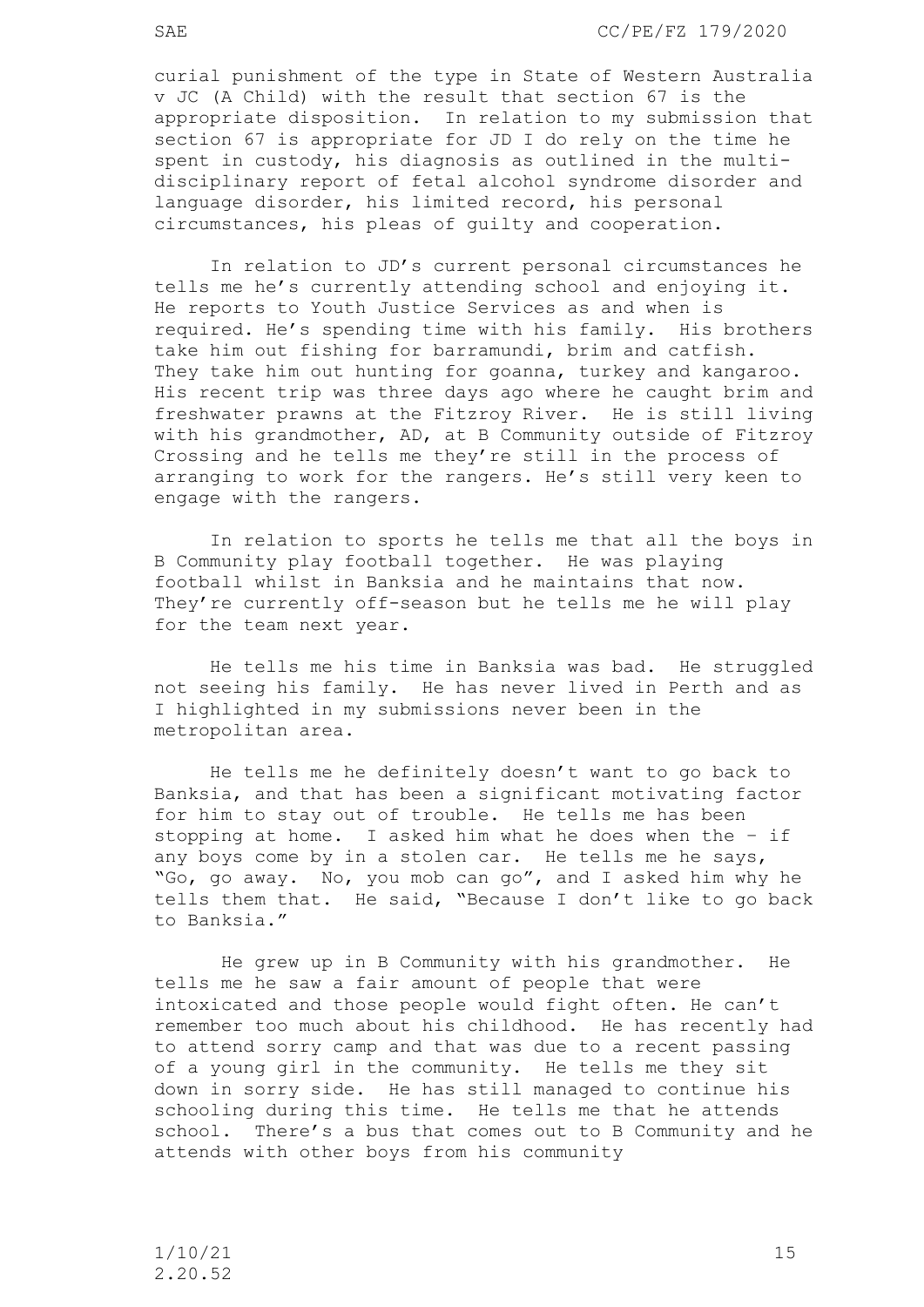curial punishment of the type in *State of Western Australia v JC (A Child)* with the result that section 67 is the appropriate disposition. In relation to my submission that section 67 is appropriate for JD I do rely on the time he spent in custody, his diagnosis as outlined in the multi-disciplinary report of fetal alcohol syndrome disorder and language disorder, his limited record, his personal circumstances, his pleas of guilty and cooperation.

In relation to JD's current personal circumstances he tells me he's currently attending school and enjoying it. He reports to Youth Justice Services as and when is required. He's spending time with his family. His brothers take him out fishing for barramundi, brim and catfish. They take him out hunting for goanna, turkey and kangaroo. His recent trip was three days ago where he caught brim and freshwater prawns at the Fitzroy River. He is still living with his grandmother, AD, at B Community outside of Fitzroy Crossing and he tells me they're still in the process of arranging to work for the rangers. He's still very keen to engage with the rangers.

In relation to sports he tells me that all the boys in B Community play football together. He was playing football whilst in Banksia and he maintains that now. They're currently off-season but he tells me he will play for the team next year.

He tells me his time in Banksia was bad. He struggled not seeing his family. He has never lived in Perth and as I highlighted in my submissions never been in the metropolitan area.

He tells me he definitely doesn't want to go back to Banksia, and that has been a significant motivating factor for him to stay out of trouble. He tells me has been stopping at home. I asked him what he does when the - if any boys come by in a stolen car. He tells me he says, "Go, go away. No, you mob can go", and I asked him why he tells them that. He said, "Because I don't like to go back to Banksia."

He grew up in B Community with his grandmother. He tells me he saw a fair amount of people that were intoxicated and those people would fight often. He can't remember too much about his childhood. He has recently had to attend sorry camp and that was due to a recent passing of a young girl in the community. He tells me they sit down in sorry side. He has still managed to continue his schooling during this time. He tells me that he attends school. There's a bus that comes out to B Community and he attends with other boys from his community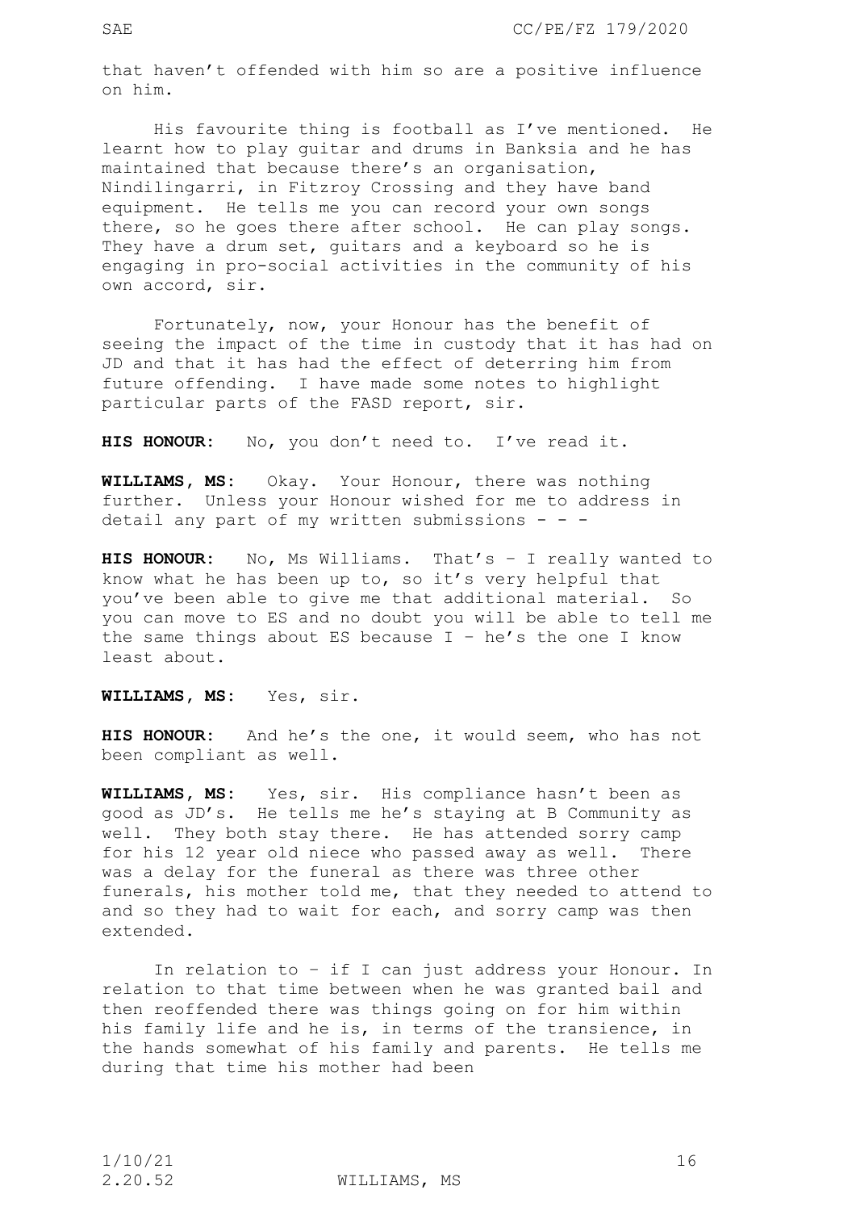that haven't offended with him so are a positive influence on him.

His favourite thing is football as I've mentioned. He learnt how to play guitar and drums in Banksia and he has maintained that because there's an organisation, Nindilingarri, in Fitzroy Crossing and they have band equipment. He tells me you can record your own songs there, so he goes there after school. He can play songs. They have a drum set, guitars and a keyboard so he is engaging in pro-social activities in the community of his own accord, sir.

Fortunately, now, your Honour has the benefit of seeing the impact of the time in custody that it has had on JD and that it has had the effect of deterring him from future offending. I have made some notes to highlight particular parts of the FASD report, sir.

**HIS HONOUR:** No, you don't need to. I've read it.

**WILLIAMS, MS:** Okay. Your Honour, there was nothing further. Unless your Honour wished for me to address in detail any part of my written submissions - - -

**HIS HONOUR:** No, Ms Williams. That's – I really wanted to know what he has been up to, so it's very helpful that you've been able to give me that additional material. So you can move to ES and no doubt you will be able to tell me the same things about ES because I – he's the one I know least about.

**WILLIAMS, MS:** Yes, sir.

**HIS HONOUR:** And he's the one, it would seem, who has not been compliant as well.

**WILLIAMS, MS:** Yes, sir. His compliance hasn't been as good as JD's. He tells me he's staying at B Community as well. They both stay there. He has attended sorry camp for his 12 year old niece who passed away as well. There was a delay for the funeral as there was three other funerals, his mother told me, that they needed to attend to and so they had to wait for each, and sorry camp was then extended.

In relation to – if I can just address your Honour. In relation to that time between when he was granted bail and then reoffended there was things going on for him within his family life and he is, in terms of the transience, in the hands somewhat of his family and parents. He tells me during that time his mother had been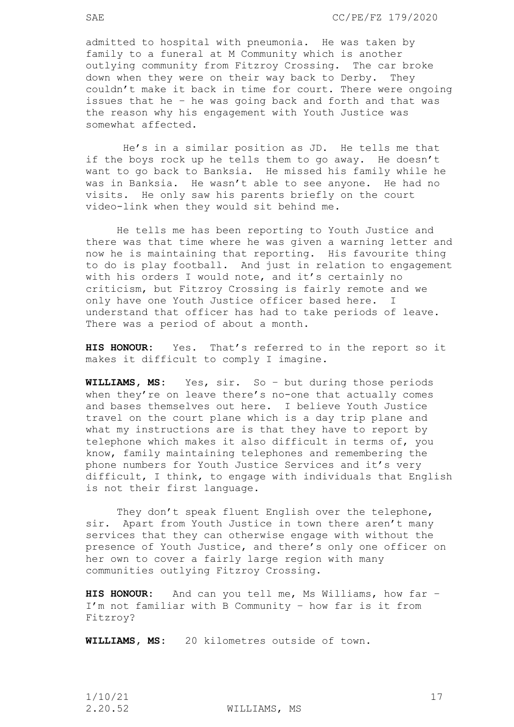admitted to hospital with pneumonia. He was taken by family to a funeral at M Community which is another outlying community from Fitzroy Crossing. The car broke down when they were on their way back to Derby. They couldn't make it back in time for court. There were ongoing issues that he – he was going back and forth and that was the reason why his engagement with Youth Justice was somewhat affected.

He's in a similar position as JD. He tells me that if the boys rock up he tells them to go away. He doesn't want to go back to Banksia. He missed his family while he was in Banksia. He wasn't able to see anyone. He had no visits. He only saw his parents briefly on the court video-link when they would sit behind me.

He tells me has been reporting to Youth Justice and there was that time where he was given a warning letter and now he is maintaining that reporting. His favourite thing to do is play football. And just in relation to engagement with his orders I would note, and it's certainly no criticism, but Fitzroy Crossing is fairly remote and we only have one Youth Justice officer based here. I understand that officer has had to take periods of leave. There was a period of about a month.

**HIS HONOUR:** Yes. That's referred to in the report so it makes it difficult to comply I imagine.

**WILLIAMS, MS:** Yes, sir. So – but during those periods when they're on leave there's no-one that actually comes and bases themselves out here. I believe Youth Justice travel on the court plane which is a day trip plane and what my instructions are is that they have to report by telephone which makes it also difficult in terms of, you know, family maintaining telephones and remembering the phone numbers for Youth Justice Services and it's very difficult, I think, to engage with individuals that English is not their first language.

They don't speak fluent English over the telephone, sir. Apart from Youth Justice in town there aren't many services that they can otherwise engage with without the presence of Youth Justice, and there's only one officer on her own to cover a fairly large region with many communities outlying Fitzroy Crossing.

**HIS HONOUR:** And can you tell me, Ms Williams, how far – I'm not familiar with B Community – how far is it from Fitzroy?

**WILLIAMS, MS:** 20 kilometres outside of town.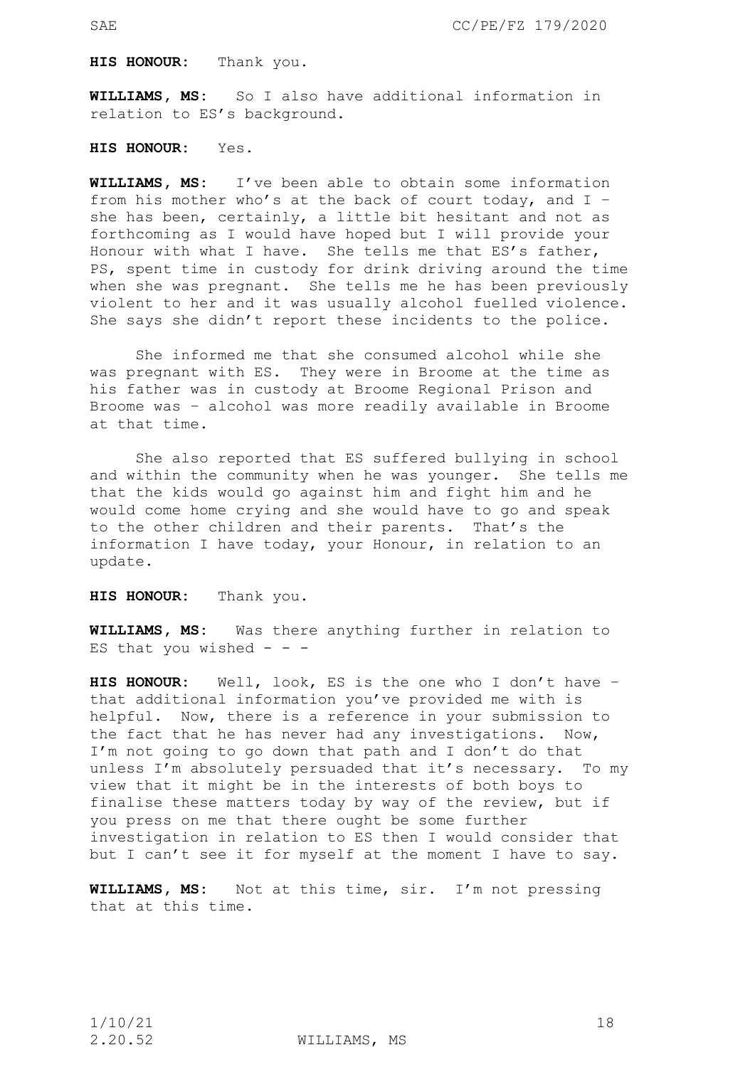**HIS HONOUR:** Thank you.

**WILLIAMS, MS:** So I also have additional information in relation to ES's background.

**HIS HONOUR:** Yes.

**WILLIAMS, MS:** I've been able to obtain some information from his mother who's at the back of court today, and I – she has been, certainly, a little bit hesitant and not as forthcoming as I would have hoped but I will provide your Honour with what I have. She tells me that ES's father, PS, spent time in custody for drink driving around the time when she was pregnant. She tells me he has been previously violent to her and it was usually alcohol fuelled violence. She says she didn't report these incidents to the police.

She informed me that she consumed alcohol while she was pregnant with ES. They were in Broome at the time as his father was in custody at Broome Regional Prison and Broome was – alcohol was more readily available in Broome at that time.

She also reported that ES suffered bullying in school and within the community when he was younger. She tells me that the kids would go against him and fight him and he would come home crying and she would have to go and speak to the other children and their parents. That's the information I have today, your Honour, in relation to an update.

**HIS HONOUR:** Thank you.

**WILLIAMS, MS:** Was there anything further in relation to ES that you wished - - -

**HIS HONOUR:** Well, look, ES is the one who I don't have – that additional information you've provided me with is helpful. Now, there is a reference in your submission to the fact that he has never had any investigations. Now, I'm not going to go down that path and I don't do that unless I'm absolutely persuaded that it's necessary. To my view that it might be in the interests of both boys to finalise these matters today by way of the review, but if you press on me that there ought be some further investigation in relation to ES then I would consider that but I can't see it for myself at the moment I have to say.

**WILLIAMS, MS:** Not at this time, sir. I'm not pressing that at this time.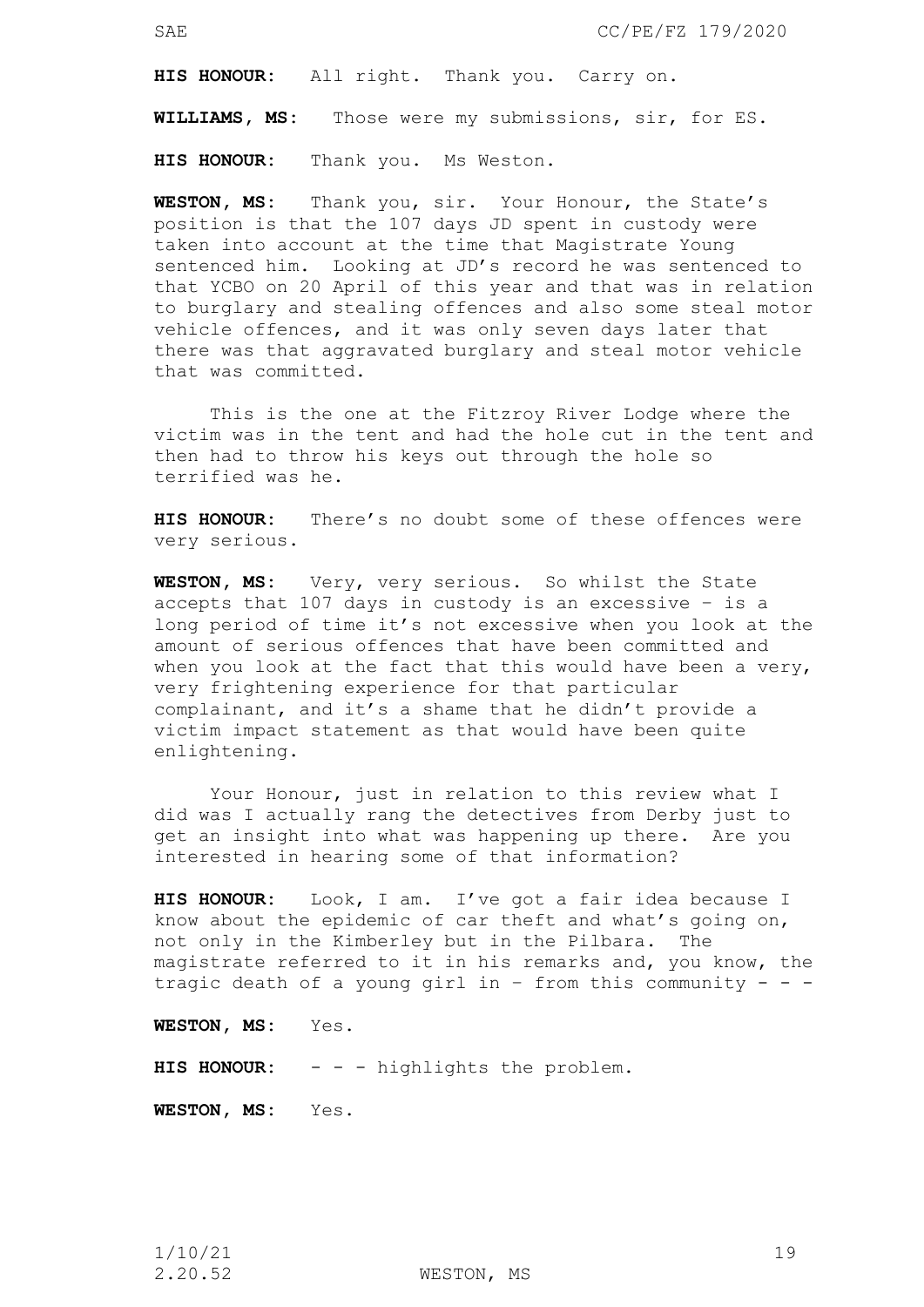**HIS HONOUR:** All right. Thank you. Carry on.

**WILLIAMS, MS:** Those were my submissions, sir, for ES.

**HIS HONOUR:** Thank you. Ms Weston.

**WESTON, MS:** Thank you, sir. Your Honour, the State's position is that the 107 days JD spent in custody were taken into account at the time that Magistrate Young sentenced him. Looking at JD's record he was sentenced to that YCBO on 20 April of this year and that was in relation to burglary and stealing offences and also some steal motor vehicle offences, and it was only seven days later that there was that aggravated burglary and steal motor vehicle that was committed.

This is the one at the Fitzroy River Lodge where the victim was in the tent and had the hole cut in the tent and then had to throw his keys out through the hole so terrified was he.

**HIS HONOUR:** There's no doubt some of these offences were very serious.

**WESTON, MS:** Very, very serious. So whilst the State accepts that 107 days in custody is an excessive – is a long period of time it's not excessive when you look at the amount of serious offences that have been committed and when you look at the fact that this would have been a very, very frightening experience for that particular complainant, and it's a shame that he didn't provide a victim impact statement as that would have been quite enlightening.

Your Honour, just in relation to this review what I did was I actually rang the detectives from Derby just to get an insight into what was happening up there. Are you interested in hearing some of that information?

**HIS HONOUR:** Look, I am. I've got a fair idea because I know about the epidemic of car theft and what's going on, not only in the Kimberley but in the Pilbara. The magistrate referred to it in his remarks and, you know, the tragic death of a young girl in – from this community - - -

**WESTON, MS:** Yes.

**HIS HONOUR:** - - - highlights the problem.

**WESTON, MS:** Yes.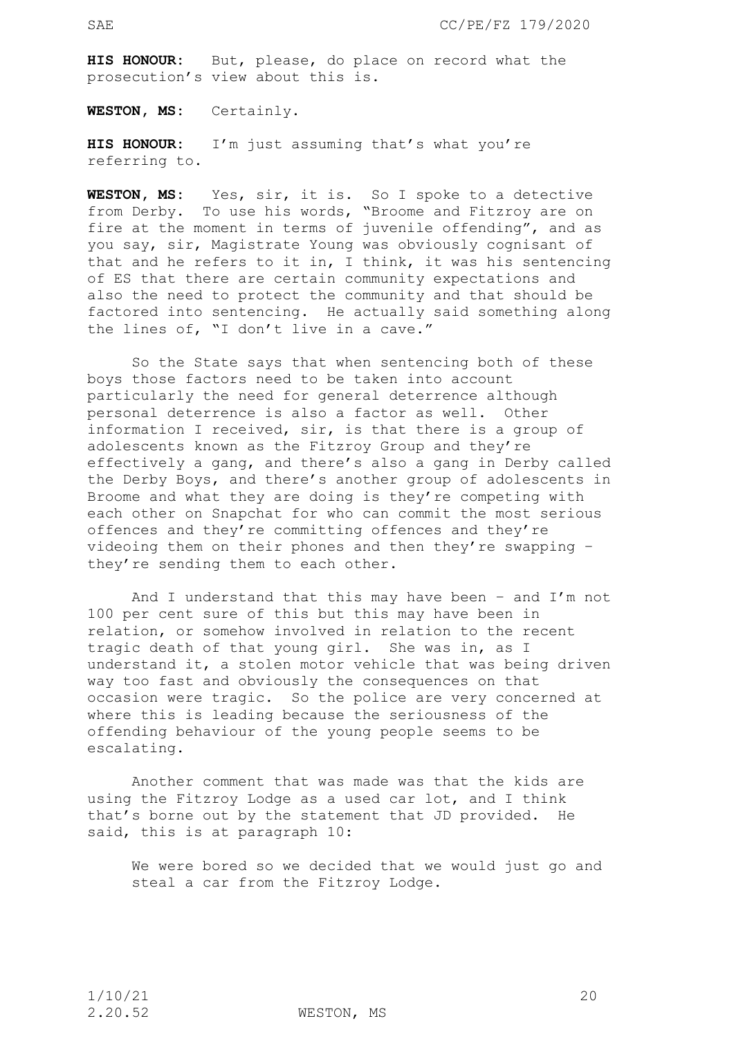**HIS HONOUR:** But, please, do place on record what the prosecution's view about this is.

**WESTON, MS:** Certainly.

**HIS HONOUR:** I'm just assuming that's what you're referring to.

**WESTON, MS:** Yes, sir, it is. So I spoke to a detective from Derby. To use his words, "Broome and Fitzroy are on fire at the moment in terms of juvenile offending", and as you say, sir, Magistrate Young was obviously cognisant of that and he refers to it in, I think, it was his sentencing of ES that there are certain community expectations and also the need to protect the community and that should be factored into sentencing. He actually said something along the lines of, "I don't live in a cave."

So the State says that when sentencing both of these boys those factors need to be taken into account particularly the need for general deterrence although personal deterrence is also a factor as well. Other information I received, sir, is that there is a group of adolescents known as the Fitzroy Group and they're effectively a gang, and there's also a gang in Derby called the Derby Boys, and there's another group of adolescents in Broome and what they are doing is they're competing with each other on Snapchat for who can commit the most serious offences and they're committing offences and they're videoing them on their phones and then they're swapping – they're sending them to each other.

And I understand that this may have been – and I'm not 100 per cent sure of this but this may have been in relation, or somehow involved in relation to the recent tragic death of that young girl. She was in, as I understand it, a stolen motor vehicle that was being driven way too fast and obviously the consequences on that occasion were tragic. So the police are very concerned at where this is leading because the seriousness of the offending behaviour of the young people seems to be escalating.

Another comment that was made was that the kids are using the Fitzroy Lodge as a used car lot, and I think that's borne out by the statement that JD provided. He said, this is at paragraph 10:

> We were bored so we decided that we would just go and steal a car from the Fitzroy Lodge.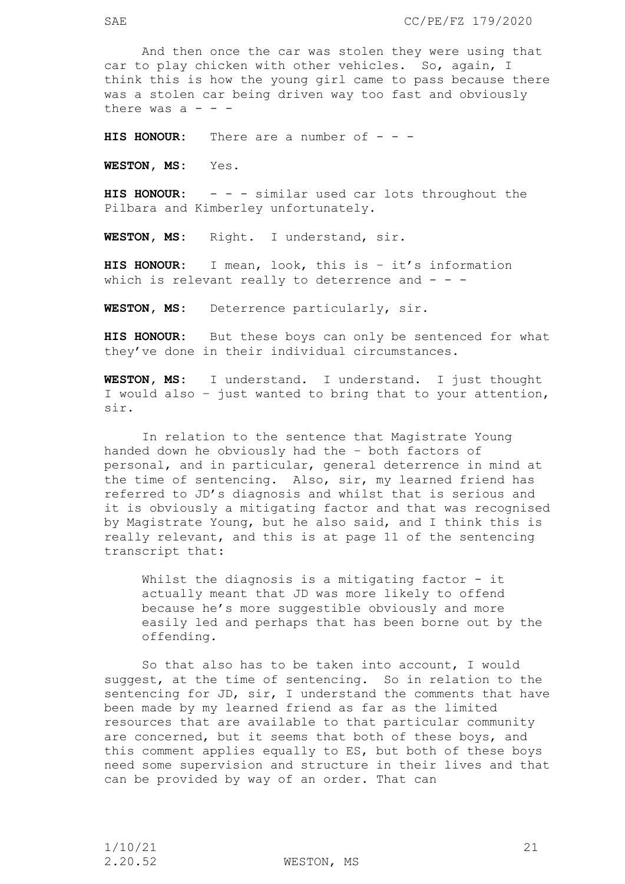And then once the car was stolen they were using that car to play chicken with other vehicles. So, again, I think this is how the young girl came to pass because there was a stolen car being driven way too fast and obviously there was a - - -

**HIS HONOUR:** There are a number of - - -

**WESTON, MS:** Yes.

**HIS HONOUR:** - - - similar used car lots throughout the Pilbara and Kimberley unfortunately.

**WESTON, MS:** Right. I understand, sir.

**HIS HONOUR:** I mean, look, this is – it's information which is relevant really to deterrence and - - -

**WESTON, MS:** Deterrence particularly, sir.

**HIS HONOUR:** But these boys can only be sentenced for what they've done in their individual circumstances.

**WESTON, MS:** I understand. I understand. I just thought I would also – just wanted to bring that to your attention, sir.

In relation to the sentence that Magistrate Young handed down he obviously had the – both factors of personal, and in particular, general deterrence in mind at the time of sentencing. Also, sir, my learned friend has referred to JD's diagnosis and whilst that is serious and it is obviously a mitigating factor and that was recognised by Magistrate Young, but he also said, and I think this is really relevant, and this is at page 11 of the sentencing transcript that:

> Whilst the diagnosis is a mitigating factor - it actually meant that JD was more likely to offend because he's more suggestible obviously and more easily led and perhaps that has been borne out by the offending.

So that also has to be taken into account, I would suggest, at the time of sentencing. So in relation to the sentencing for JD, sir, I understand the comments that have been made by my learned friend as far as the limited resources that are available to that particular community are concerned, but it seems that both of these boys, and this comment applies equally to ES, but both of these boys need some supervision and structure in their lives and that can be provided by way of an order. That can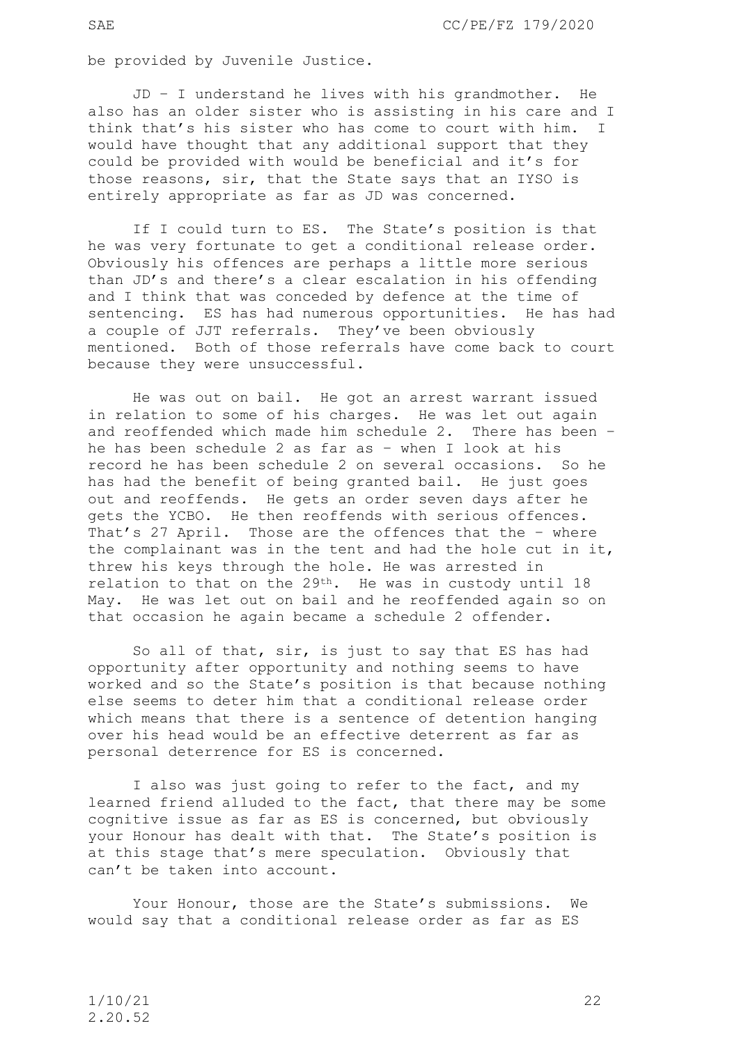be provided by Juvenile Justice.

JD – I understand he lives with his grandmother. He also has an older sister who is assisting in his care and I think that's his sister who has come to court with him. I would have thought that any additional support that they could be provided with would be beneficial and it's for those reasons, sir, that the State says that an IYSO is entirely appropriate as far as JD was concerned.

If I could turn to ES. The State's position is that he was very fortunate to get a conditional release order. Obviously his offences are perhaps a little more serious than JD's and there's a clear escalation in his offending and I think that was conceded by defence at the time of sentencing. ES has had numerous opportunities. He has had a couple of JJT referrals. They've been obviously mentioned. Both of those referrals have come back to court because they were unsuccessful.

He was out on bail. He got an arrest warrant issued in relation to some of his charges. He was let out again and reoffended which made him schedule 2. There has been – he has been schedule 2 as far as – when I look at his record he has been schedule 2 on several occasions. So he has had the benefit of being granted bail. He just goes out and reoffends. He gets an order seven days after he gets the YCBO. He then reoffends with serious offences. That's 27 April. Those are the offences that the – where the complainant was in the tent and had the hole cut in it, threw his keys through the hole. He was arrested in relation to that on the 29th. He was in custody until 18 May. He was let out on bail and he reoffended again so on that occasion he again became a schedule 2 offender.

So all of that, sir, is just to say that ES has had opportunity after opportunity and nothing seems to have worked and so the State's position is that because nothing else seems to deter him that a conditional release order which means that there is a sentence of detention hanging over his head would be an effective deterrent as far as personal deterrence for ES is concerned.

I also was just going to refer to the fact, and my learned friend alluded to the fact, that there may be some cognitive issue as far as ES is concerned, but obviously your Honour has dealt with that. The State's position is at this stage that's mere speculation. Obviously that can't be taken into account.

Your Honour, those are the State's submissions. We would say that a conditional release order as far as ES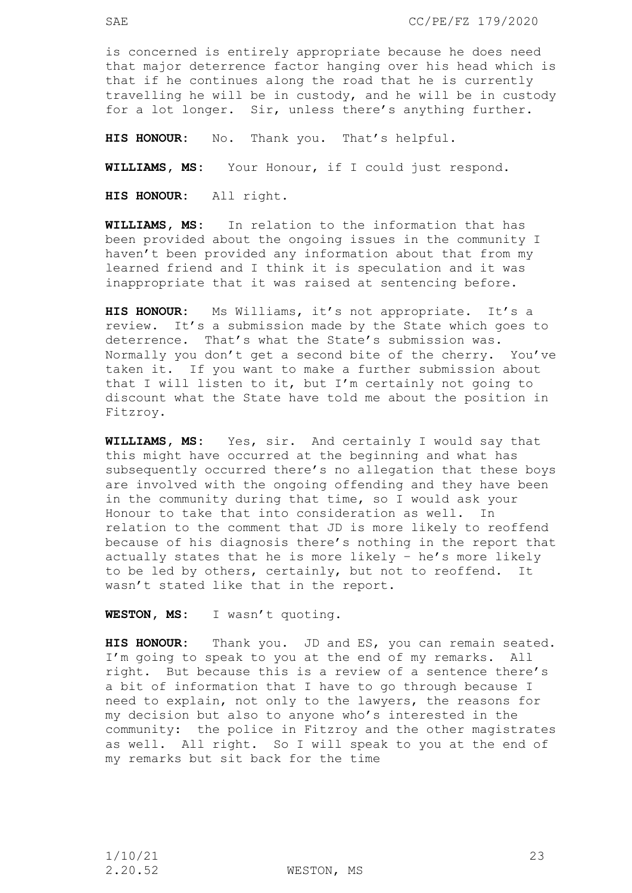is concerned is entirely appropriate because he does need that major deterrence factor hanging over his head which is that if he continues along the road that he is currently travelling he will be in custody, and he will be in custody for a lot longer. Sir, unless there's anything further.

**HIS HONOUR:** No. Thank you. That's helpful.

**WILLIAMS, MS:** Your Honour, if I could just respond.

**HIS HONOUR:** All right.

**WILLIAMS, MS:** In relation to the information that has been provided about the ongoing issues in the community I haven't been provided any information about that from my learned friend and I think it is speculation and it was inappropriate that it was raised at sentencing before.

**HIS HONOUR:** Ms Williams, it's not appropriate. It's a review. It's a submission made by the State which goes to deterrence. That's what the State's submission was. Normally you don't get a second bite of the cherry. You've taken it. If you want to make a further submission about that I will listen to it, but I'm certainly not going to discount what the State have told me about the position in Fitzroy.

**WILLIAMS, MS:** Yes, sir. And certainly I would say that this might have occurred at the beginning and what has subsequently occurred there's no allegation that these boys are involved with the ongoing offending and they have been in the community during that time, so I would ask your Honour to take that into consideration as well. In relation to the comment that JD is more likely to reoffend because of his diagnosis there's nothing in the report that actually states that he is more likely – he's more likely to be led by others, certainly, but not to reoffend. It wasn't stated like that in the report.

**WESTON, MS:** I wasn't quoting.

**HIS HONOUR:** Thank you. JD and ES, you can remain seated. I'm going to speak to you at the end of my remarks. All right. But because this is a review of a sentence there's a bit of information that I have to go through because I need to explain, not only to the lawyers, the reasons for my decision but also to anyone who's interested in the community: the police in Fitzroy and the other magistrates as well. All right. So I will speak to you at the end of my remarks but sit back for the time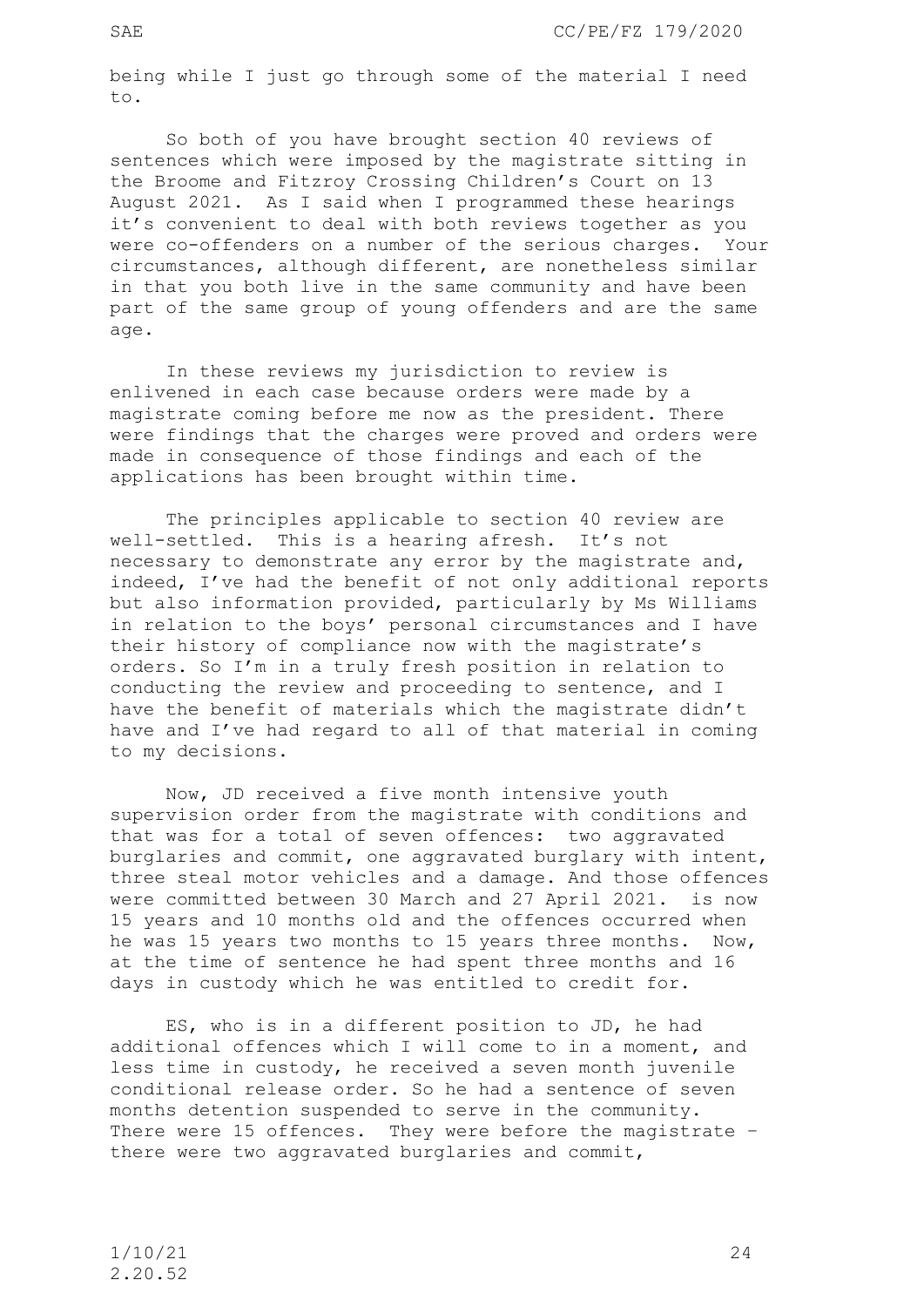being while I just go through some of the material I need to.

So both of you have brought section 40 reviews of sentences which were imposed by the magistrate sitting in the Broome and Fitzroy Crossing Children's Court on 13 August 2021. As I said when I programmed these hearings it's convenient to deal with both reviews together as you were co-offenders on a number of the serious charges. Your circumstances, although different, are nonetheless similar in that you both live in the same community and have been part of the same group of young offenders and are the same age.

In these reviews my jurisdiction to review is enlivened in each case because orders were made by a magistrate coming before me now as the president. There were findings that the charges were proved and orders were made in consequence of those findings and each of the applications has been brought within time.

The principles applicable to section 40 review are well-settled. This is a hearing afresh. It's not necessary to demonstrate any error by the magistrate and, indeed, I've had the benefit of not only additional reports but also information provided, particularly by Ms Williams in relation to the boys' personal circumstances and I have their history of compliance now with the magistrate's orders. So I'm in a truly fresh position in relation to conducting the review and proceeding to sentence, and I have the benefit of materials which the magistrate didn't have and I've had regard to all of that material in coming to my decisions.

Now, JD received a five month intensive youth supervision order from the magistrate with conditions and that was for a total of seven offences: two aggravated burglaries and commit, one aggravated burglary with intent, three steal motor vehicles and a damage. And those offences were committed between 30 March and 27 April 2021. is now 15 years and 10 months old and the offences occurred when he was 15 years two months to 15 years three months. Now, at the time of sentence he had spent three months and 16 days in custody which he was entitled to credit for.

ES, who is in a different position to JD, he had additional offences which I will come to in a moment, and less time in custody, he received a seven month juvenile conditional release order. So he had a sentence of seven months detention suspended to serve in the community. There were 15 offences. They were before the magistrate – there were two aggravated burglaries and commit,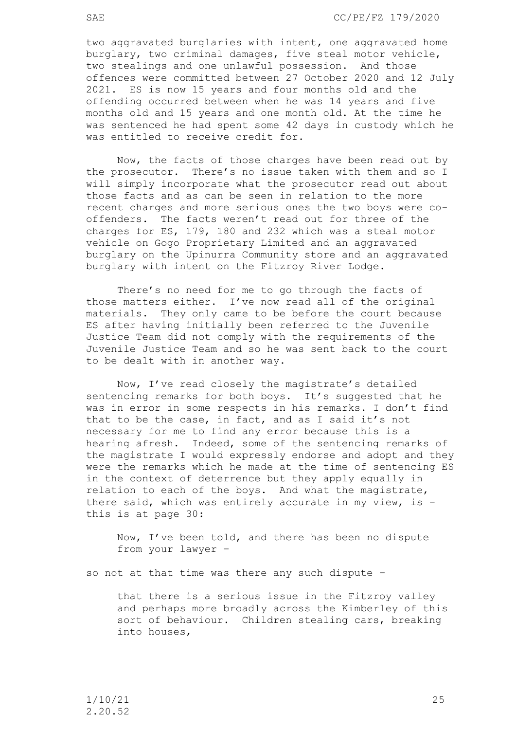two aggravated burglaries with intent, one aggravated home burglary, two criminal damages, five steal motor vehicle, two stealings and one unlawful possession. And those offences were committed between 27 October 2020 and 12 July 2021. ES is now 15 years and four months old and the offending occurred between when he was 14 years and five months old and 15 years and one month old. At the time he was sentenced he had spent some 42 days in custody which he was entitled to receive credit for.

Now, the facts of those charges have been read out by the prosecutor. There's no issue taken with them and so I will simply incorporate what the prosecutor read out about those facts and as can be seen in relation to the more recent charges and more serious ones the two boys were co-offenders. The facts weren't read out for three of the charges for ES, 179, 180 and 232 which was a steal motor vehicle on Gogo Proprietary Limited and an aggravated burglary on the Upinurra Community store and an aggravated burglary with intent on the Fitzroy River Lodge.

There's no need for me to go through the facts of those matters either. I've now read all of the original materials. They only came to be before the court because ES after having initially been referred to the Juvenile Justice Team did not comply with the requirements of the Juvenile Justice Team and so he was sent back to the court to be dealt with in another way.

Now, I've read closely the magistrate's detailed sentencing remarks for both boys. It's suggested that he was in error in some respects in his remarks. I don't find that to be the case, in fact, and as I said it's not necessary for me to find any error because this is a hearing afresh. Indeed, some of the sentencing remarks of the magistrate I would expressly endorse and adopt and they were the remarks which he made at the time of sentencing ES in the context of deterrence but they apply equally in relation to each of the boys. And what the magistrate, there said, which was entirely accurate in my view, is – this is at page 30:

> Now, I've been told, and there has been no dispute from your lawyer –

so not at that time was there any such dispute –

> that there is a serious issue in the Fitzroy valley and perhaps more broadly across the Kimberley of this sort of behaviour. Children stealing cars, breaking into houses,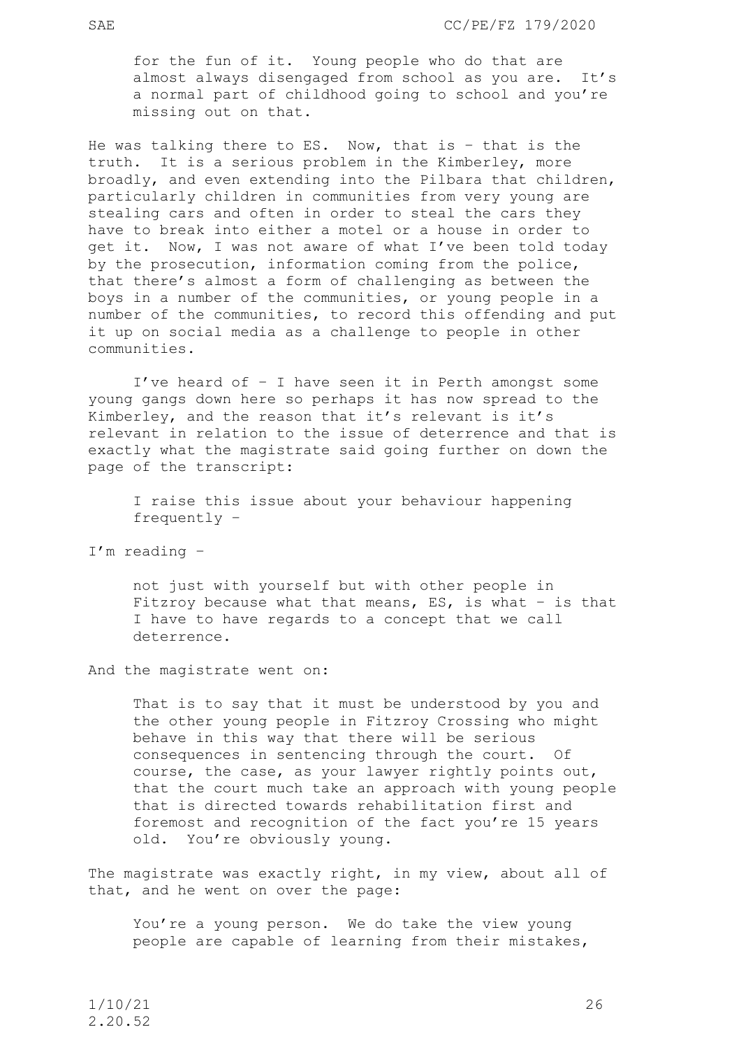> for the fun of it. Young people who do that are almost always disengaged from school as you are. It's a normal part of childhood going to school and you're missing out on that.

He was talking there to ES. Now, that is – that is the truth. It is a serious problem in the Kimberley, more broadly, and even extending into the Pilbara that children, particularly children in communities from very young are stealing cars and often in order to steal the cars they have to break into either a motel or a house in order to get it. Now, I was not aware of what I've been told today by the prosecution, information coming from the police, that there's almost a form of challenging as between the boys in a number of the communities, or young people in a number of the communities, to record this offending and put it up on social media as a challenge to people in other communities.

I've heard of – I have seen it in Perth amongst some young gangs down here so perhaps it has now spread to the Kimberley, and the reason that it's relevant is it's relevant in relation to the issue of deterrence and that is exactly what the magistrate said going further on down the page of the transcript:

> I raise this issue about your behaviour happening frequently –

I'm reading –

> not just with yourself but with other people in Fitzroy because what that means, ES, is what – is that I have to have regards to a concept that we call deterrence.

And the magistrate went on:

> That is to say that it must be understood by you and the other young people in Fitzroy Crossing who might behave in this way that there will be serious consequences in sentencing through the court. Of course, the case, as your lawyer rightly points out, that the court much take an approach with young people that is directed towards rehabilitation first and foremost and recognition of the fact you're 15 years old. You're obviously young.

The magistrate was exactly right, in my view, about all of that, and he went on over the page:

> You're a young person. We do take the view young people are capable of learning from their mistakes,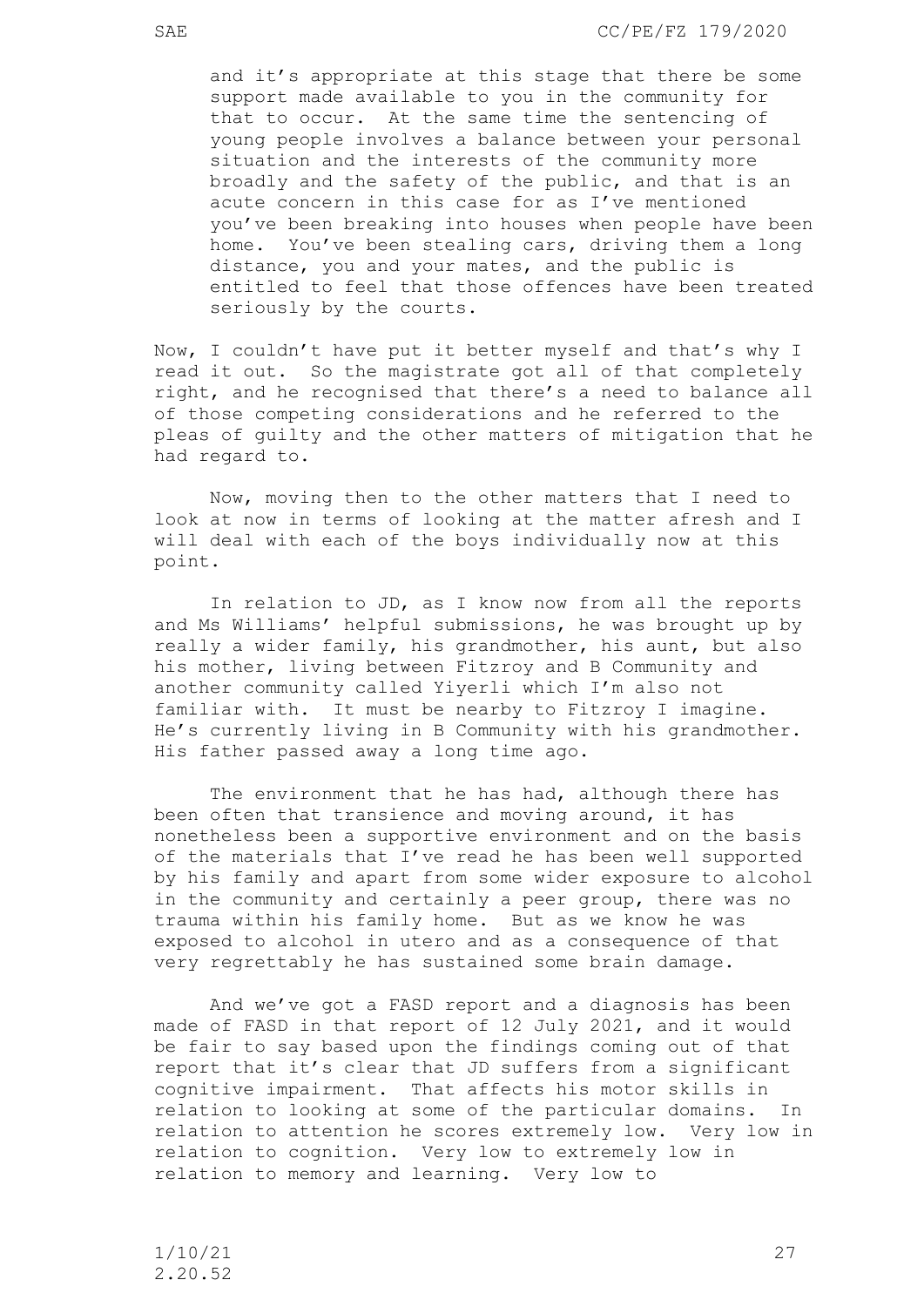> and it's appropriate at this stage that there be some support made available to you in the community for that to occur. At the same time the sentencing of young people involves a balance between your personal situation and the interests of the community more broadly and the safety of the public, and that is an acute concern in this case for as I've mentioned you've been breaking into houses when people have been home. You've been stealing cars, driving them a long distance, you and your mates, and the public is entitled to feel that those offences have been treated seriously by the courts.

Now, I couldn't have put it better myself and that's why I read it out. So the magistrate got all of that completely right, and he recognised that there's a need to balance all of those competing considerations and he referred to the pleas of guilty and the other matters of mitigation that he had regard to.

Now, moving then to the other matters that I need to look at now in terms of looking at the matter afresh and I will deal with each of the boys individually now at this point.

In relation to JD, as I know now from all the reports and Ms Williams' helpful submissions, he was brought up by really a wider family, his grandmother, his aunt, but also his mother, living between Fitzroy and B Community and another community called Yiyerli which I'm also not familiar with. It must be nearby to Fitzroy I imagine. He's currently living in B Community with his grandmother. His father passed away a long time ago.

The environment that he has had, although there has been often that transience and moving around, it has nonetheless been a supportive environment and on the basis of the materials that I've read he has been well supported by his family and apart from some wider exposure to alcohol in the community and certainly a peer group, there was no trauma within his family home. But as we know he was exposed to alcohol in utero and as a consequence of that very regrettably he has sustained some brain damage.

And we've got a FASD report and a diagnosis has been made of FASD in that report of 12 July 2021, and it would be fair to say based upon the findings coming out of that report that it's clear that JD suffers from a significant cognitive impairment. That affects his motor skills in relation to looking at some of the particular domains. In relation to attention he scores extremely low. Very low in relation to cognition. Very low to extremely low in relation to memory and learning. Very low to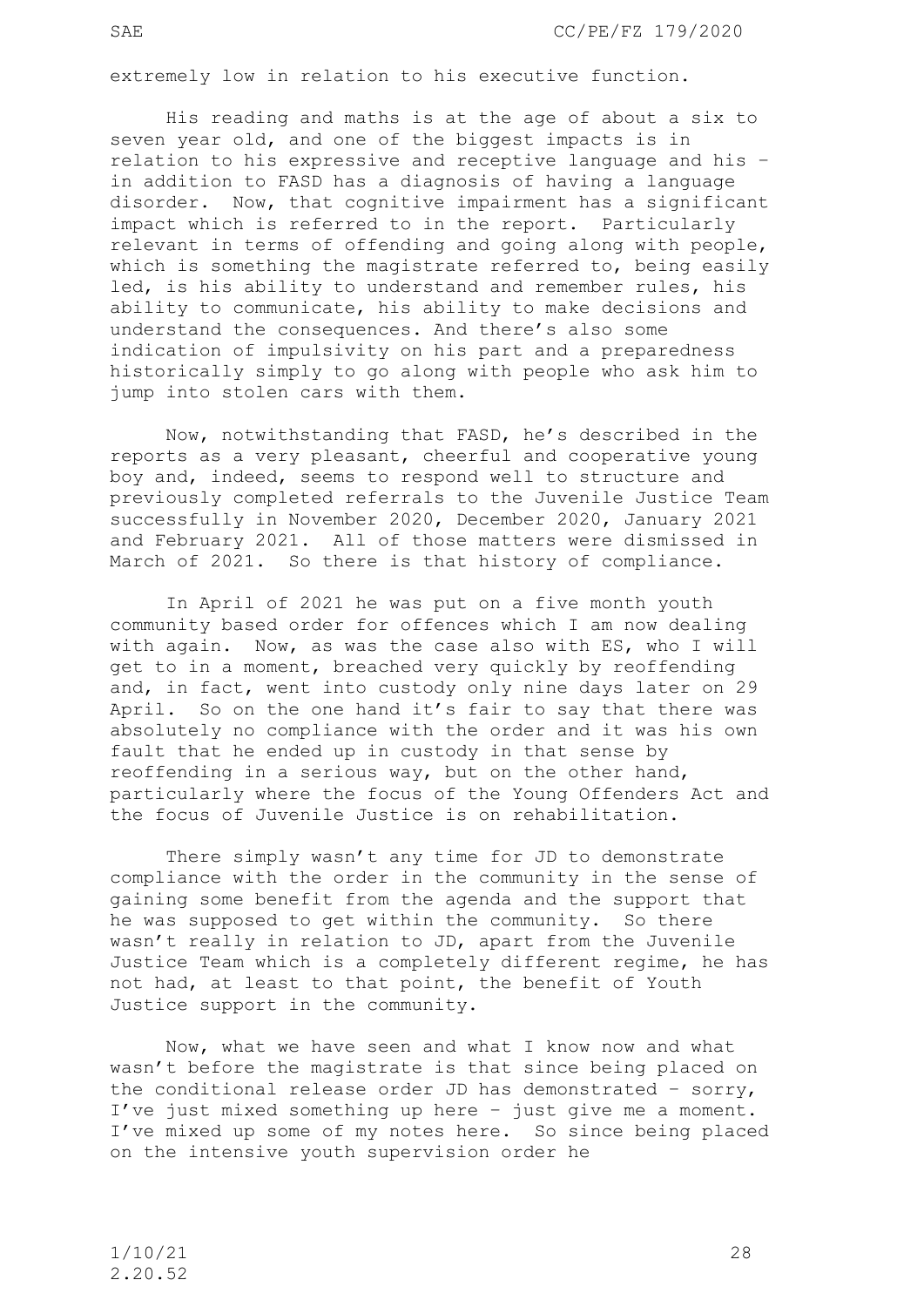extremely low in relation to his executive function.

His reading and maths is at the age of about a six to seven year old, and one of the biggest impacts is in relation to his expressive and receptive language and his – in addition to FASD has a diagnosis of having a language disorder. Now, that cognitive impairment has a significant impact which is referred to in the report. Particularly relevant in terms of offending and going along with people, which is something the magistrate referred to, being easily led, is his ability to understand and remember rules, his ability to communicate, his ability to make decisions and understand the consequences. And there's also some indication of impulsivity on his part and a preparedness historically simply to go along with people who ask him to jump into stolen cars with them.

Now, notwithstanding that FASD, he's described in the reports as a very pleasant, cheerful and cooperative young boy and, indeed, seems to respond well to structure and previously completed referrals to the Juvenile Justice Team successfully in November 2020, December 2020, January 2021 and February 2021. All of those matters were dismissed in March of 2021. So there is that history of compliance.

In April of 2021 he was put on a five month youth community based order for offences which I am now dealing with again. Now, as was the case also with ES, who I will get to in a moment, breached very quickly by reoffending and, in fact, went into custody only nine days later on 29 April. So on the one hand it's fair to say that there was absolutely no compliance with the order and it was his own fault that he ended up in custody in that sense by reoffending in a serious way, but on the other hand, particularly where the focus of the Young Offenders Act and the focus of Juvenile Justice is on rehabilitation.

There simply wasn't any time for JD to demonstrate compliance with the order in the community in the sense of gaining some benefit from the agenda and the support that he was supposed to get within the community. So there wasn't really in relation to JD, apart from the Juvenile Justice Team which is a completely different regime, he has not had, at least to that point, the benefit of Youth Justice support in the community.

Now, what we have seen and what I know now and what wasn't before the magistrate is that since being placed on the conditional release order JD has demonstrated – sorry, I've just mixed something up here – just give me a moment. I've mixed up some of my notes here. So since being placed on the intensive youth supervision order he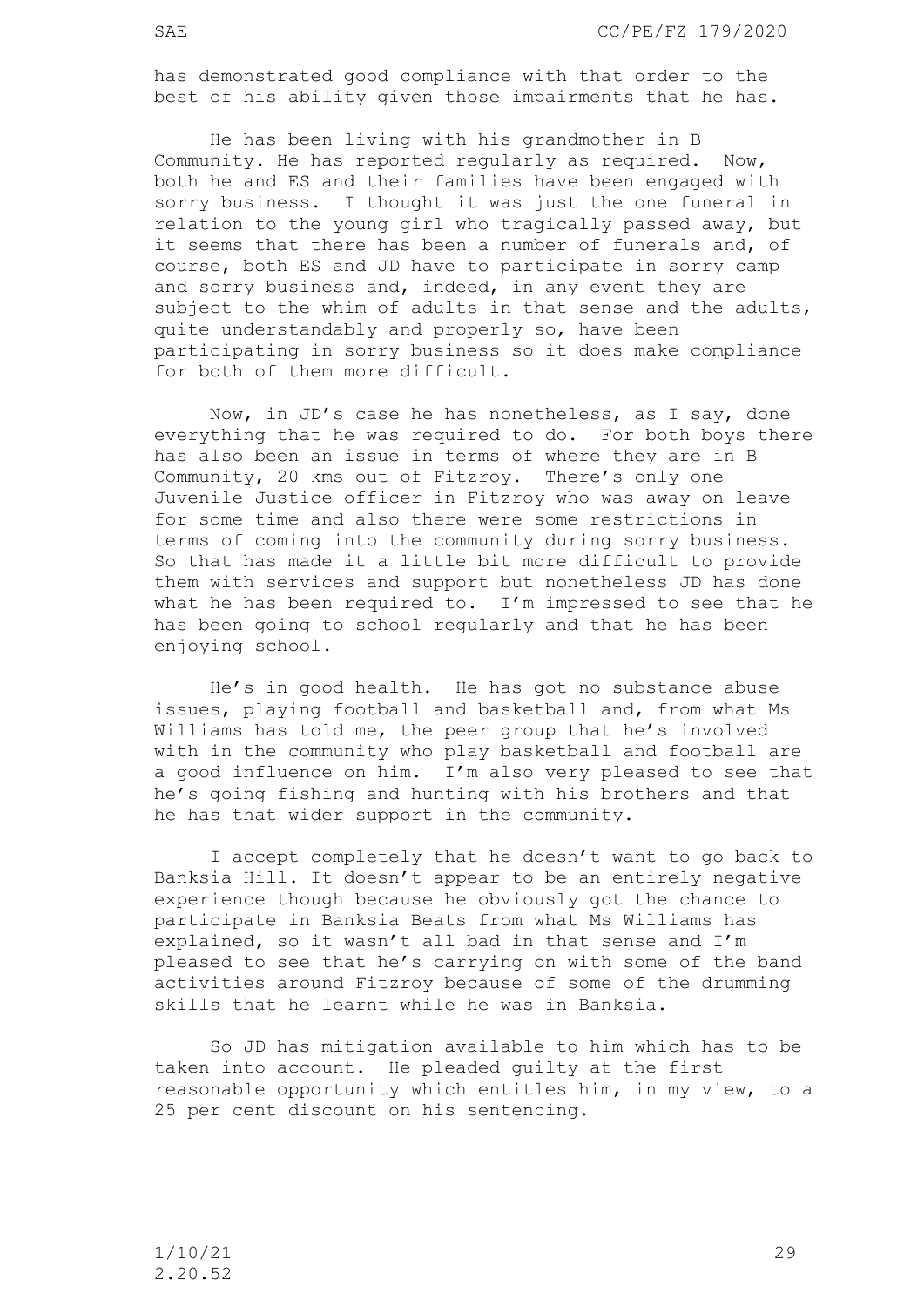has demonstrated good compliance with that order to the best of his ability given those impairments that he has.

He has been living with his grandmother in B Community. He has reported regularly as required. Now, both he and ES and their families have been engaged with sorry business. I thought it was just the one funeral in relation to the young girl who tragically passed away, but it seems that there has been a number of funerals and, of course, both ES and JD have to participate in sorry camp and sorry business and, indeed, in any event they are subject to the whim of adults in that sense and the adults, quite understandably and properly so, have been participating in sorry business so it does make compliance for both of them more difficult.

Now, in JD's case he has nonetheless, as I say, done everything that he was required to do. For both boys there has also been an issue in terms of where they are in B Community, 20 kms out of Fitzroy. There's only one Juvenile Justice officer in Fitzroy who was away on leave for some time and also there were some restrictions in terms of coming into the community during sorry business. So that has made it a little bit more difficult to provide them with services and support but nonetheless JD has done what he has been required to. I'm impressed to see that he has been going to school regularly and that he has been enjoying school.

He's in good health. He has got no substance abuse issues, playing football and basketball and, from what Ms Williams has told me, the peer group that he's involved with in the community who play basketball and football are a good influence on him. I'm also very pleased to see that he's going fishing and hunting with his brothers and that he has that wider support in the community.

I accept completely that he doesn't want to go back to Banksia Hill. It doesn't appear to be an entirely negative experience though because he obviously got the chance to participate in Banksia Beats from what Ms Williams has explained, so it wasn't all bad in that sense and I'm pleased to see that he's carrying on with some of the band activities around Fitzroy because of some of the drumming skills that he learnt while he was in Banksia.

So JD has mitigation available to him which has to be taken into account. He pleaded guilty at the first reasonable opportunity which entitles him, in my view, to a 25 per cent discount on his sentencing.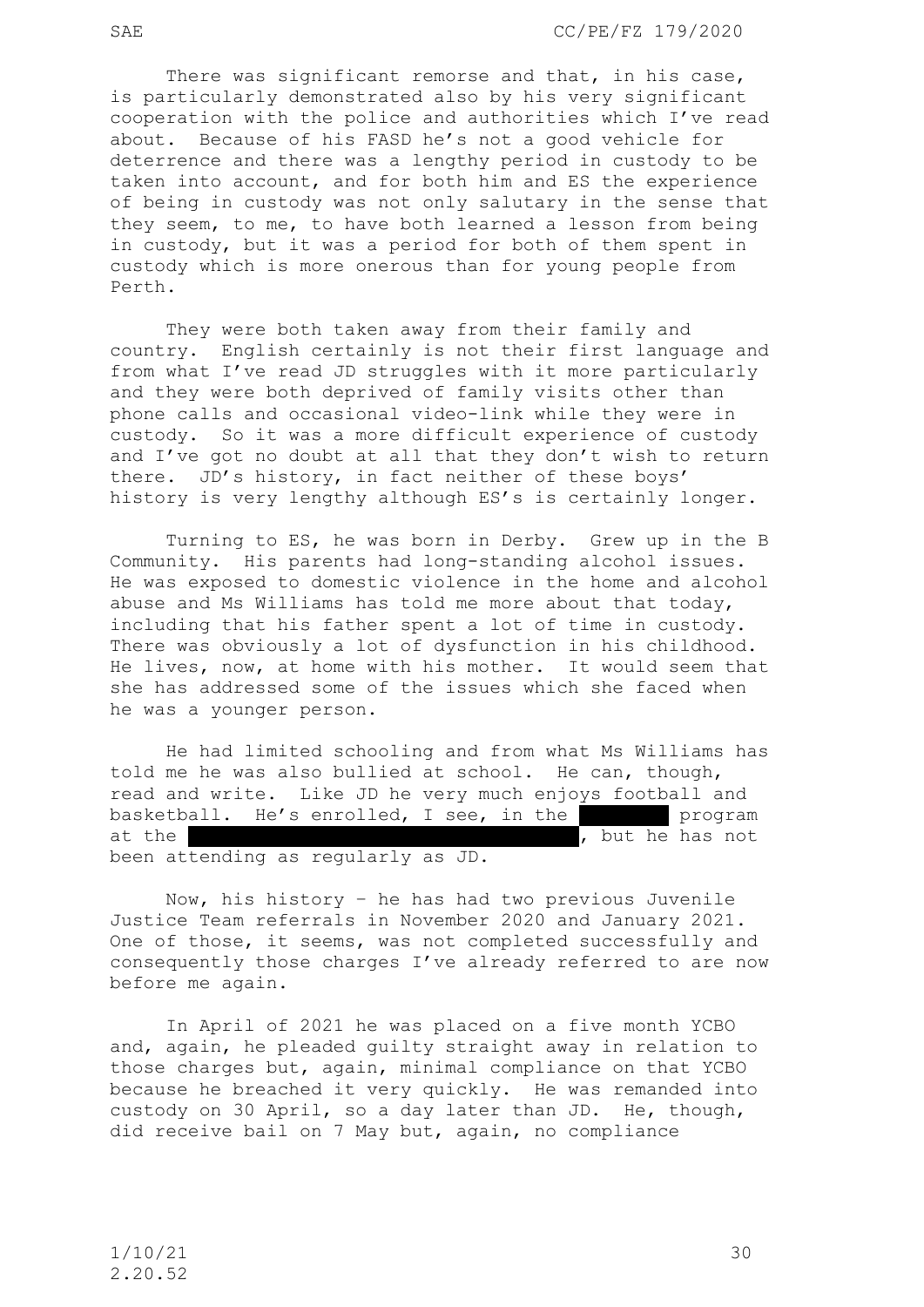There was significant remorse and that, in his case, is particularly demonstrated also by his very significant cooperation with the police and authorities which I've read about. Because of his FASD he's not a good vehicle for deterrence and there was a lengthy period in custody to be taken into account, and for both him and ES the experience of being in custody was not only salutary in the sense that they seem, to me, to have both learned a lesson from being in custody, but it was a period for both of them spent in custody which is more onerous than for young people from Perth.

They were both taken away from their family and country. English certainly is not their first language and from what I've read JD struggles with it more particularly and they were both deprived of family visits other than phone calls and occasional video-link while they were in custody. So it was a more difficult experience of custody and I've got no doubt at all that they don't wish to return there. JD's history, in fact neither of these boys' history is very lengthy although ES's is certainly longer.

Turning to ES, he was born in Derby. Grew up in the B Community. His parents had long-standing alcohol issues. He was exposed to domestic violence in the home and alcohol abuse and Ms Williams has told me more about that today, including that his father spent a lot of time in custody. There was obviously a lot of dysfunction in his childhood. He lives, now, at home with his mother. It would seem that she has addressed some of the issues which she faced when he was a younger person.

He had limited schooling and from what Ms Williams has told me he was also bullied at school. He can, though, read and write. Like JD he very much enjoys football and basketball. He's enrolled, I see, in the [REDACTED] program at the [REDACTED], but he has not been attending as regularly as JD.

Now, his history – he has had two previous Juvenile Justice Team referrals in November 2020 and January 2021. One of those, it seems, was not completed successfully and consequently those charges I've already referred to are now before me again.

In April of 2021 he was placed on a five month YCBO and, again, he pleaded guilty straight away in relation to those charges but, again, minimal compliance on that YCBO because he breached it very quickly. He was remanded into custody on 30 April, so a day later than JD. He, though, did receive bail on 7 May but, again, no compliance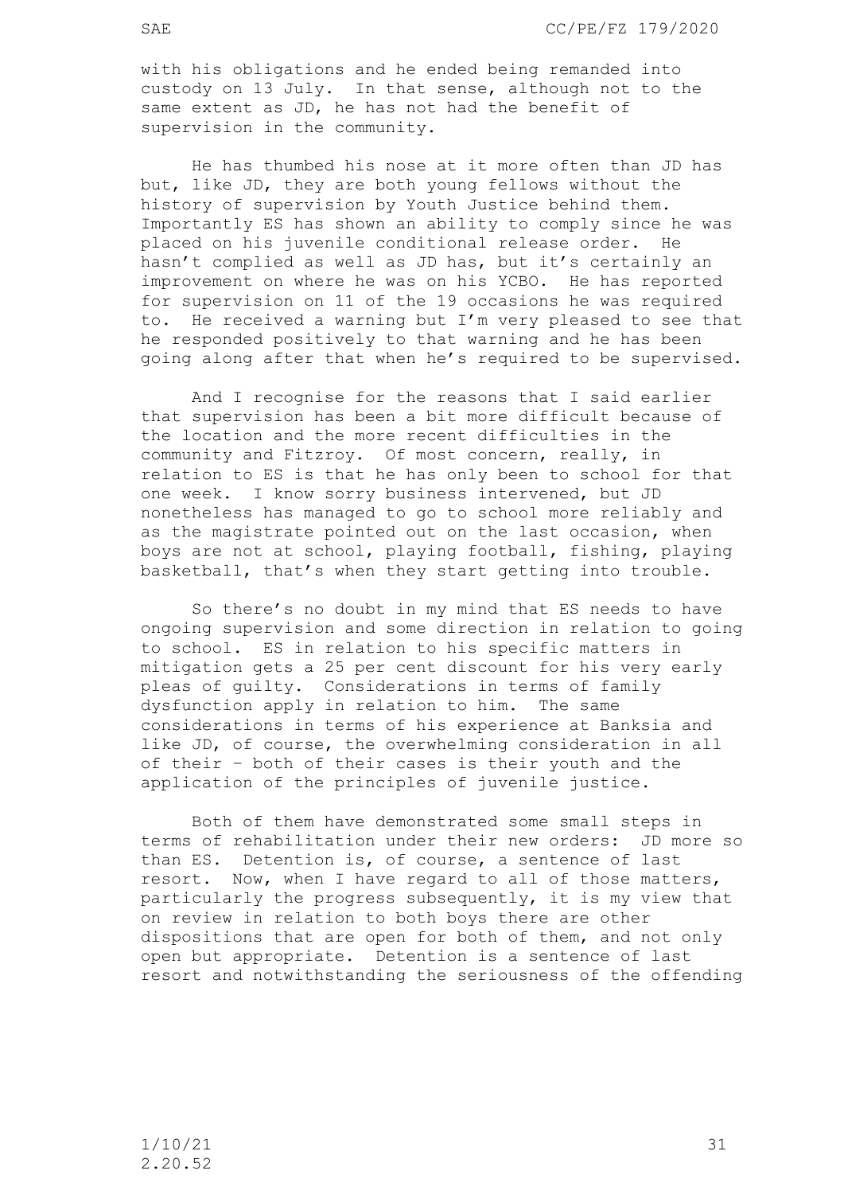with his obligations and he ended being remanded into custody on 13 July. In that sense, although not to the same extent as JD, he has not had the benefit of supervision in the community.

He has thumbed his nose at it more often than JD has but, like JD, they are both young fellows without the history of supervision by Youth Justice behind them. Importantly ES has shown an ability to comply since he was placed on his juvenile conditional release order. He hasn't complied as well as JD has, but it's certainly an improvement on where he was on his YCBO. He has reported for supervision on 11 of the 19 occasions he was required to. He received a warning but I'm very pleased to see that he responded positively to that warning and he has been going along after that when he's required to be supervised.

And I recognise for the reasons that I said earlier that supervision has been a bit more difficult because of the location and the more recent difficulties in the community and Fitzroy. Of most concern, really, in relation to ES is that he has only been to school for that one week. I know sorry business intervened, but JD nonetheless has managed to go to school more reliably and as the magistrate pointed out on the last occasion, when boys are not at school, playing football, fishing, playing basketball, that's when they start getting into trouble.

So there's no doubt in my mind that ES needs to have ongoing supervision and some direction in relation to going to school. ES in relation to his specific matters in mitigation gets a 25 per cent discount for his very early pleas of guilty. Considerations in terms of family dysfunction apply in relation to him. The same considerations in terms of his experience at Banksia and like JD, of course, the overwhelming consideration in all of their – both of their cases is their youth and the application of the principles of juvenile justice.

Both of them have demonstrated some small steps in terms of rehabilitation under their new orders: JD more so than ES. Detention is, of course, a sentence of last resort. Now, when I have regard to all of those matters, particularly the progress subsequently, it is my view that on review in relation to both boys there are other dispositions that are open for both of them, and not only open but appropriate. Detention is a sentence of last resort and notwithstanding the seriousness of the offending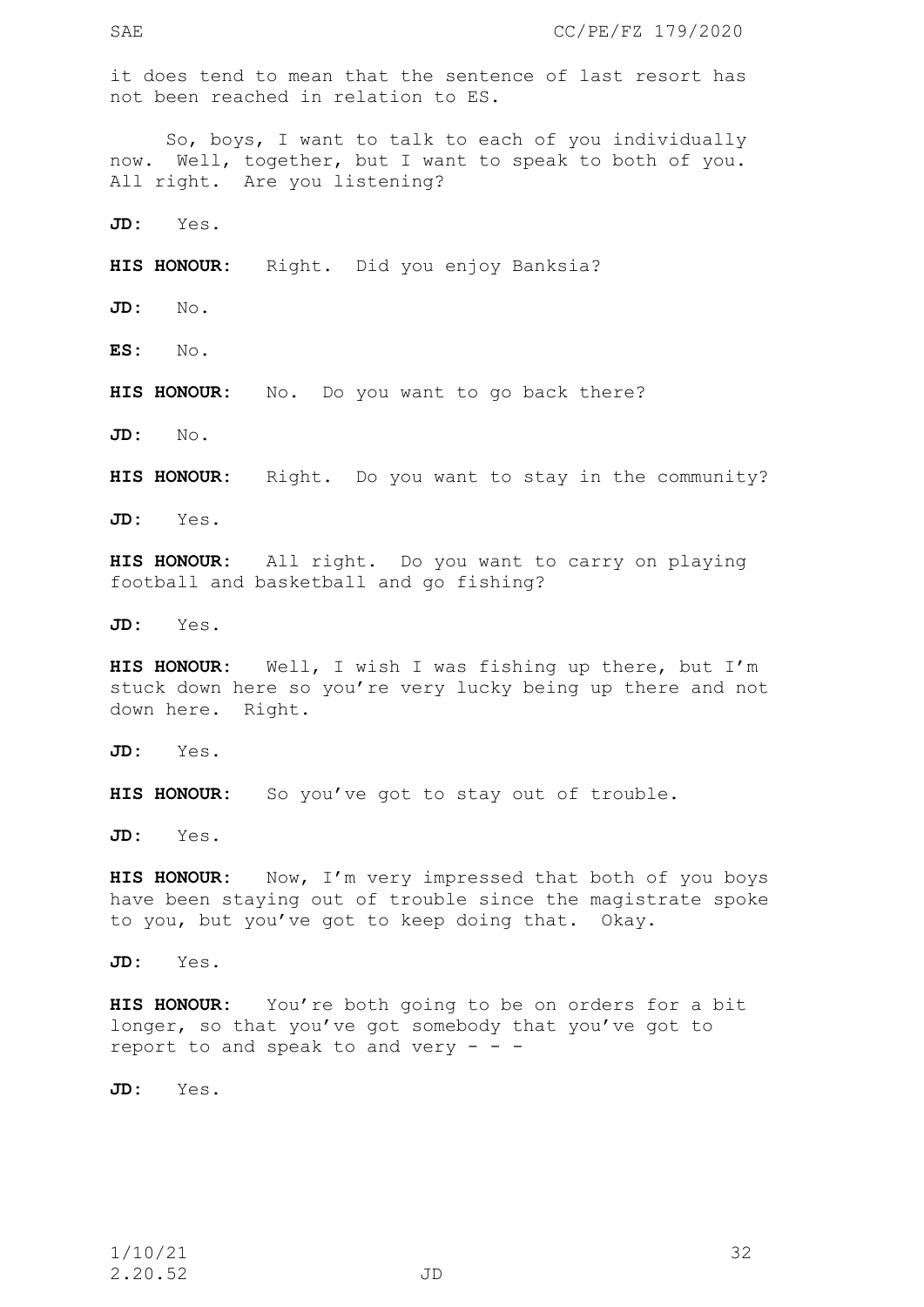it does tend to mean that the sentence of last resort has not been reached in relation to ES.

So, boys, I want to talk to each of you individually now. Well, together, but I want to speak to both of you. All right. Are you listening?

**JD:** Yes.

**HIS HONOUR:** Right. Did you enjoy Banksia?

**JD:** No.

**ES:** No.

**HIS HONOUR:** No. Do you want to go back there?

**JD:** No.

**HIS HONOUR:** Right. Do you want to stay in the community?

**JD:** Yes.

**HIS HONOUR:** All right. Do you want to carry on playing football and basketball and go fishing?

**JD:** Yes.

**HIS HONOUR:** Well, I wish I was fishing up there, but I'm stuck down here so you're very lucky being up there and not down here. Right.

**JD:** Yes.

**HIS HONOUR:** So you've got to stay out of trouble.

**JD:** Yes.

**HIS HONOUR:** Now, I'm very impressed that both of you boys have been staying out of trouble since the magistrate spoke to you, but you've got to keep doing that. Okay.

**JD:** Yes.

**HIS HONOUR:** You're both going to be on orders for a bit longer, so that you've got somebody that you've got to report to and speak to and very - - -

**JD:** Yes.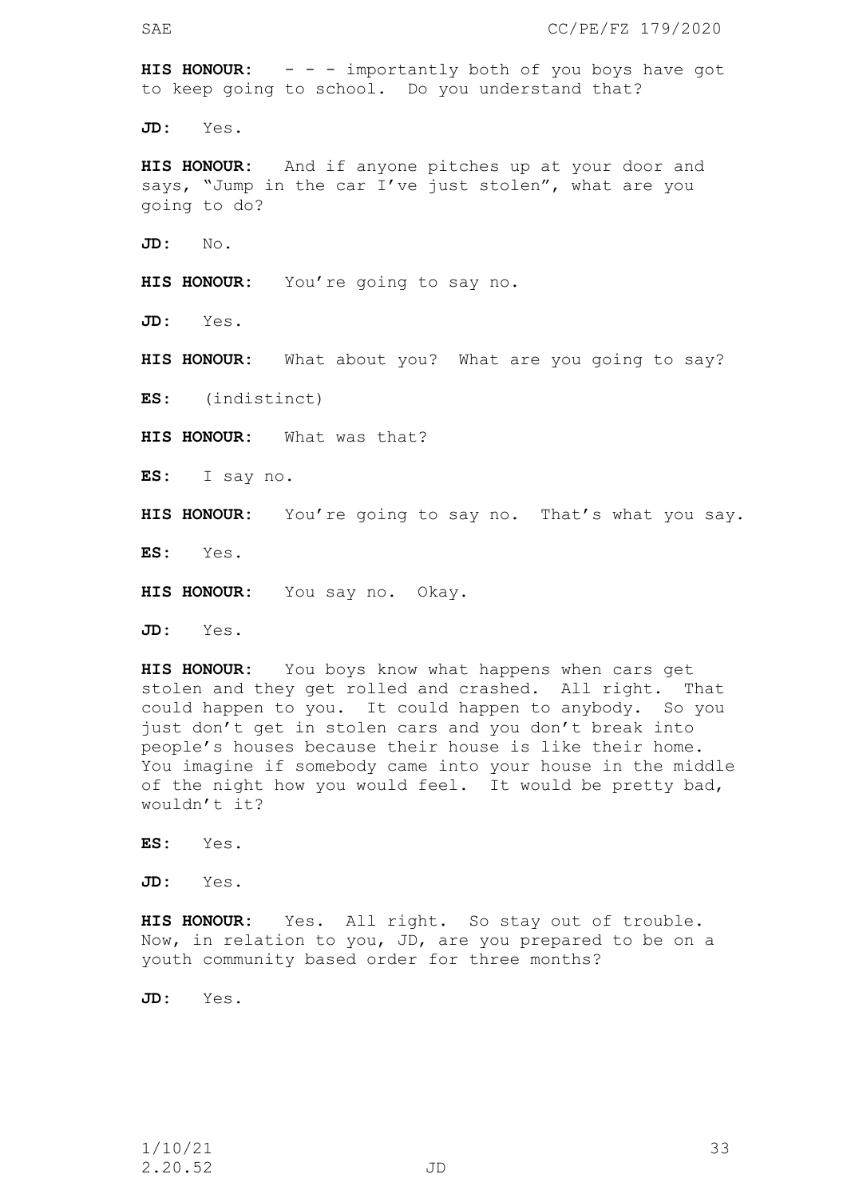**HIS HONOUR:** - - - importantly both of you boys have got to keep going to school. Do you understand that?

**JD:** Yes.

**HIS HONOUR:** And if anyone pitches up at your door and says, "Jump in the car I've just stolen", what are you going to do?

**JD:** No.

**HIS HONOUR:** You're going to say no.

**JD:** Yes.

**HIS HONOUR:** What about you? What are you going to say?

**ES:** (indistinct)

**HIS HONOUR:** What was that?

**ES:** I say no.

**HIS HONOUR:** You're going to say no. That's what you say.

**ES:** Yes.

**HIS HONOUR:** You say no. Okay.

**JD:** Yes.

**HIS HONOUR:** You boys know what happens when cars get stolen and they get rolled and crashed. All right. That could happen to you. It could happen to anybody. So you just don't get in stolen cars and you don't break into people's houses because their house is like their home. You imagine if somebody came into your house in the middle of the night how you would feel. It would be pretty bad, wouldn't it?

**ES:** Yes.

**JD:** Yes.

**HIS HONOUR:** Yes. All right. So stay out of trouble. Now, in relation to you, JD, are you prepared to be on a youth community based order for three months?

**JD:** Yes.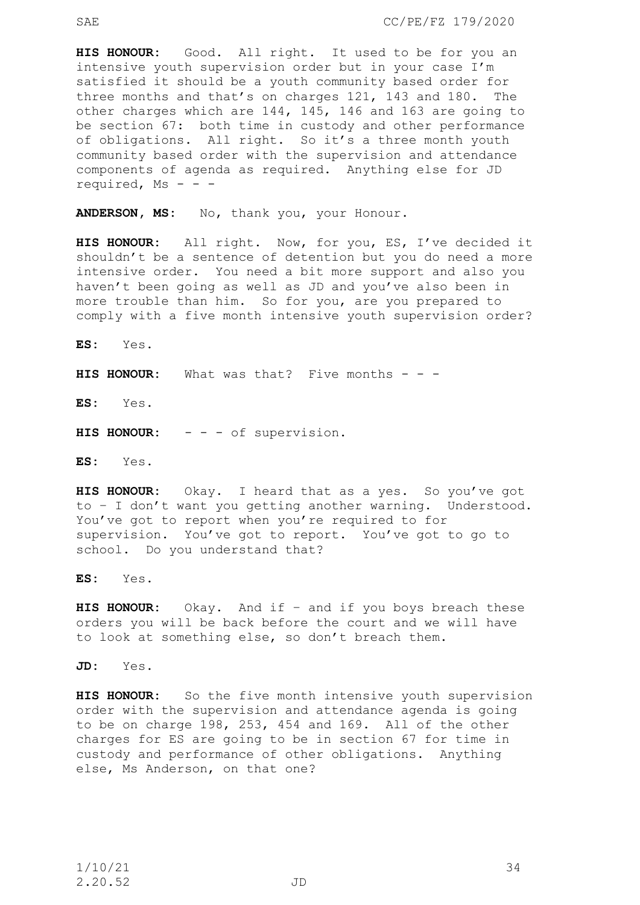**HIS HONOUR:** Good. All right. It used to be for you an intensive youth supervision order but in your case I'm satisfied it should be a youth community based order for three months and that's on charges 121, 143 and 180. The other charges which are 144, 145, 146 and 163 are going to be section 67: both time in custody and other performance of obligations. All right. So it's a three month youth community based order with the supervision and attendance components of agenda as required. Anything else for JD required, Ms - - -

**ANDERSON, MS:** No, thank you, your Honour.

**HIS HONOUR:** All right. Now, for you, ES, I've decided it shouldn't be a sentence of detention but you do need a more intensive order. You need a bit more support and also you haven't been going as well as JD and you've also been in more trouble than him. So for you, are you prepared to comply with a five month intensive youth supervision order?

**ES:** Yes.

**HIS HONOUR:** What was that? Five months - - -

**ES:** Yes.

**HIS HONOUR:** - - - of supervision.

**ES:** Yes.

**HIS HONOUR:** Okay. I heard that as a yes. So you've got to – I don't want you getting another warning. Understood. You've got to report when you're required to for supervision. You've got to report. You've got to go to school. Do you understand that?

**ES:** Yes.

**HIS HONOUR:** Okay. And if – and if you boys breach these orders you will be back before the court and we will have to look at something else, so don't breach them.

**JD:** Yes.

**HIS HONOUR:** So the five month intensive youth supervision order with the supervision and attendance agenda is going to be on charge 198, 253, 454 and 169. All of the other charges for ES are going to be in section 67 for time in custody and performance of other obligations. Anything else, Ms Anderson, on that one?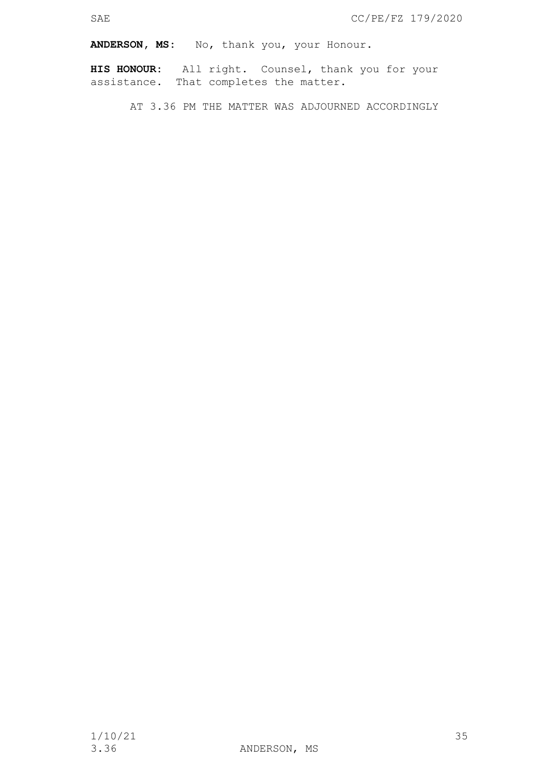**ANDERSON, MS:** No, thank you, your Honour.

**HIS HONOUR:** All right. Counsel, thank you for your assistance. That completes the matter.

AT 3.36 PM THE MATTER WAS ADJOURNED ACCORDINGLY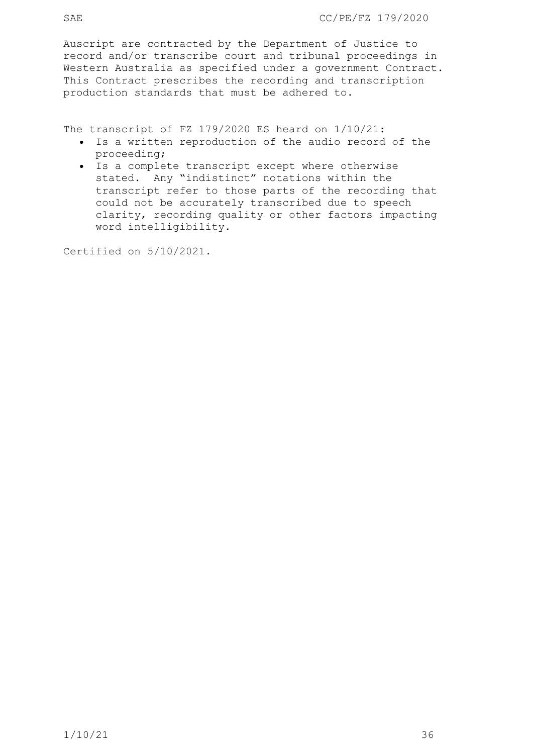Auscript are contracted by the Department of Justice to record and/or transcribe court and tribunal proceedings in Western Australia as specified under a government Contract. This Contract prescribes the recording and transcription production standards that must be adhered to.

The transcript of FZ 179/2020 ES heard on 1/10/21:

- Is a written reproduction of the audio record of the proceeding;
- Is a complete transcript except where otherwise stated. Any "indistinct" notations within the transcript refer to those parts of the recording that could not be accurately transcribed due to speech clarity, recording quality or other factors impacting word intelligibility.

Certified on 5/10/2021.